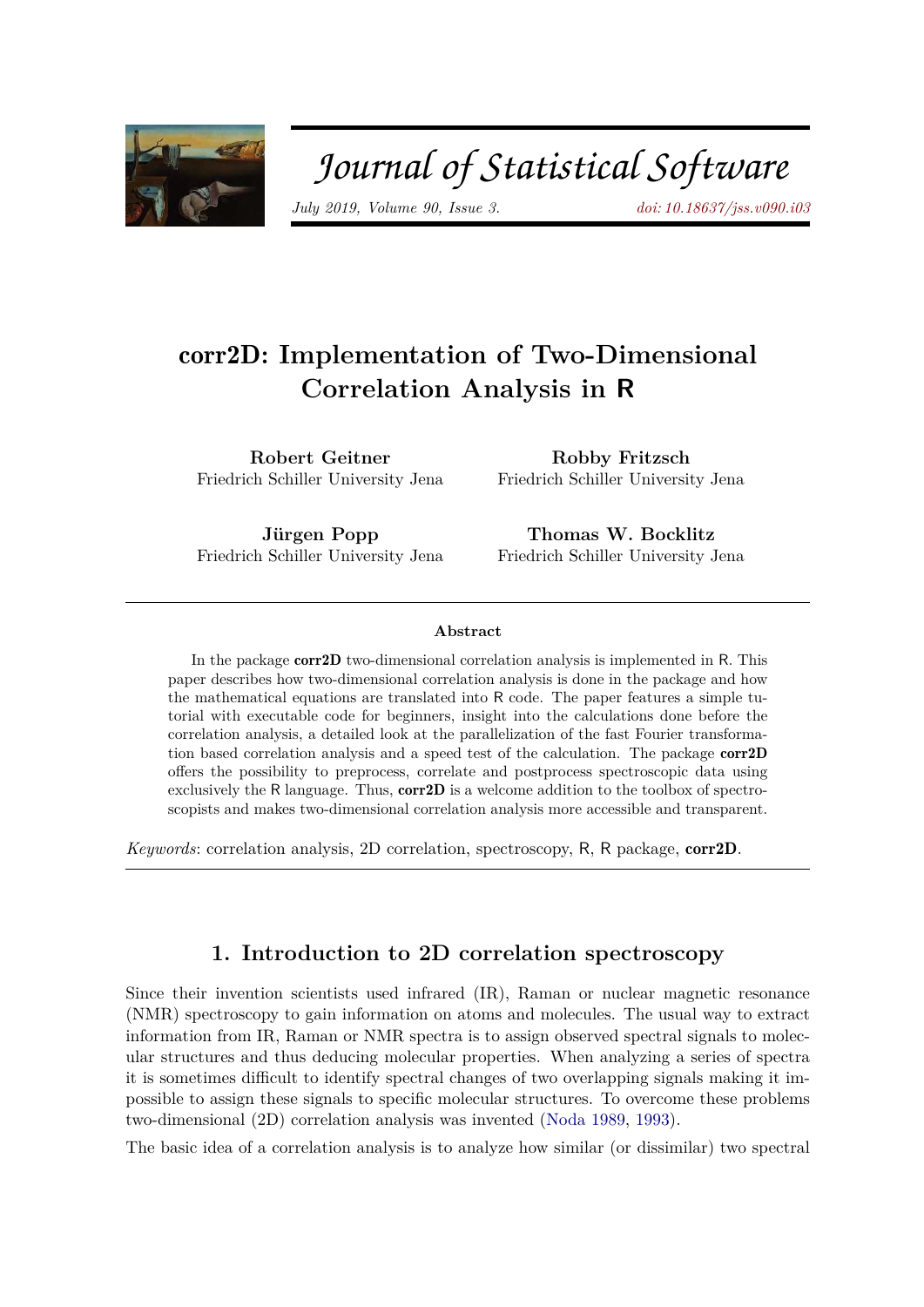# corr2D: Implementation of Two-Dimensional Correlation Analysis in R

**Robert Geitner**
Friedrich Schiller University Jena

**Robby Fritzsch**
Friedrich Schiller University Jena

**Jürgen Popp**
Friedrich Schiller University Jena

**Thomas W. Bocklitz**
Friedrich Schiller University Jena

### Abstract

In the package **corr2D** two-dimensional correlation analysis is implemented in R. This paper describes how two-dimensional correlation analysis is done in the package and how the mathematical equations are translated into R code. The paper features a simple tutorial with executable code for beginners, insight into the calculations done before the correlation analysis, a detailed look at the parallelization of the fast Fourier transformation based correlation analysis and a speed test of the calculation. The package **corr2D** offers the possibility to preprocess, correlate and postprocess spectroscopic data using exclusively the R language. Thus, **corr2D** is a welcome addition to the toolbox of spectroscopists and makes two-dimensional correlation analysis more accessible and transparent.

*Keywords*: correlation analysis, 2D correlation, spectroscopy, R, R package, **corr2D**.

## 1. Introduction to 2D correlation spectroscopy

Since their invention scientists used infrared (IR), Raman or nuclear magnetic resonance (NMR) spectroscopy to gain information on atoms and molecules. The usual way to extract information from IR, Raman or NMR spectra is to assign observed spectral signals to molecular structures and thus deducing molecular properties. When analyzing a series of spectra it is sometimes difficult to identify spectral changes of two overlapping signals making it impossible to assign these signals to specific molecular structures. To overcome these problems two-dimensional (2D) correlation analysis was invented (Noda 1989, 1993).

The basic idea of a correlation analysis is to analyze how similar (or dissimilar) two spectral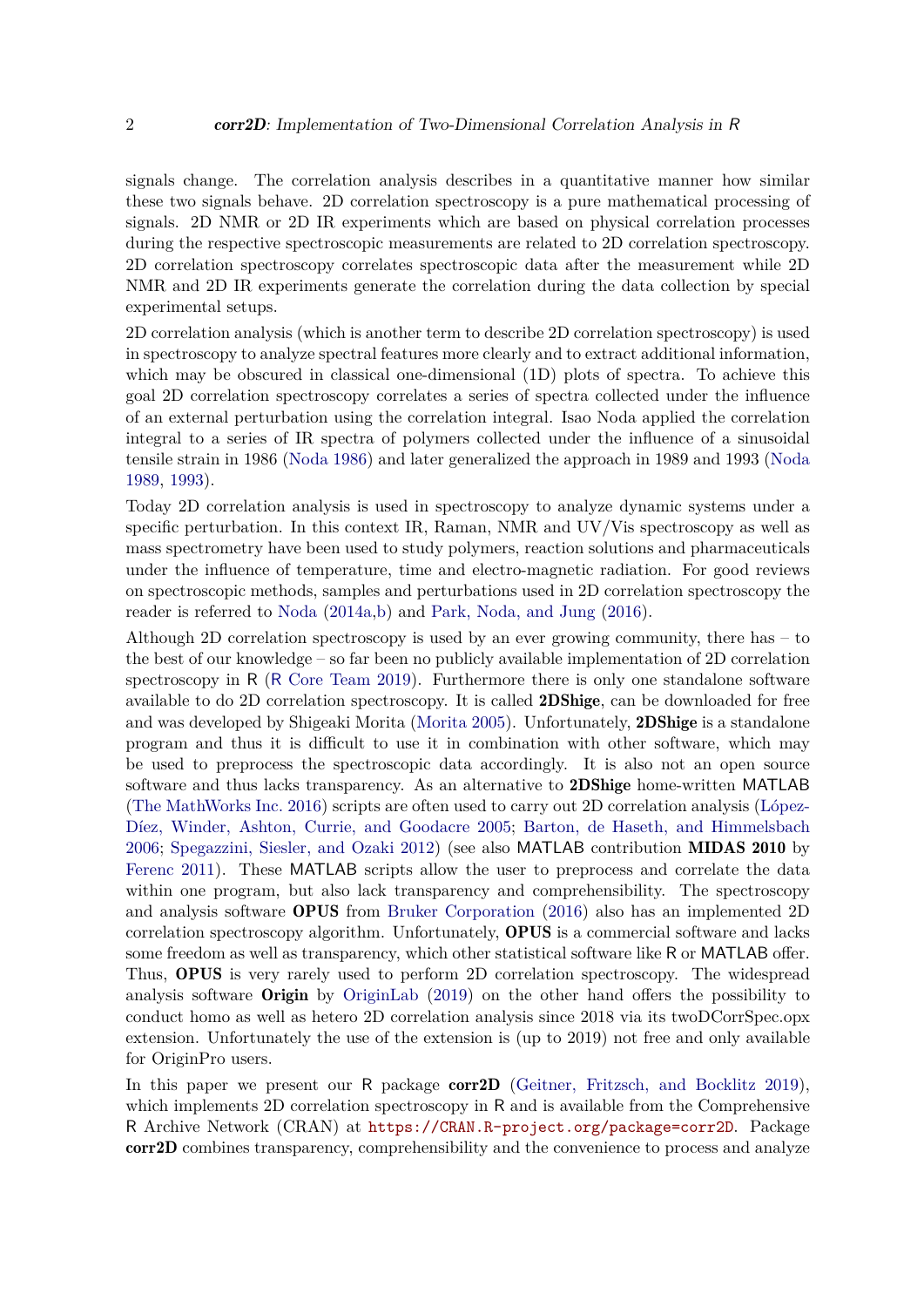signals change. The correlation analysis describes in a quantitative manner how similar these two signals behave. 2D correlation spectroscopy is a pure mathematical processing of signals. 2D NMR or 2D IR experiments which are based on physical correlation processes during the respective spectroscopic measurements are related to 2D correlation spectroscopy. 2D correlation spectroscopy correlates spectroscopic data after the measurement while 2D NMR and 2D IR experiments generate the correlation during the data collection by special experimental setups.

2D correlation analysis (which is another term to describe 2D correlation spectroscopy) is used in spectroscopy to analyze spectral features more clearly and to extract additional information, which may be obscured in classical one-dimensional (1D) plots of spectra. To achieve this goal 2D correlation spectroscopy correlates a series of spectra collected under the influence of an external perturbation using the correlation integral. Isao Noda applied the correlation integral to a series of IR spectra of polymers collected under the influence of a sinusoidal tensile strain in 1986 (Noda 1986) and later generalized the approach in 1989 and 1993 (Noda 1989, 1993).

Today 2D correlation analysis is used in spectroscopy to analyze dynamic systems under a specific perturbation. In this context IR, Raman, NMR and UV/Vis spectroscopy as well as mass spectrometry have been used to study polymers, reaction solutions and pharmaceuticals under the influence of temperature, time and electro-magnetic radiation. For good reviews on spectroscopic methods, samples and perturbations used in 2D correlation spectroscopy the reader is referred to Noda (2014a,b) and Park, Noda, and Jung (2016).

Although 2D correlation spectroscopy is used by an ever growing community, there has – to the best of our knowledge – so far been no publicly available implementation of 2D correlation spectroscopy in R (R Core Team 2019). Furthermore there is only one standalone software available to do 2D correlation spectroscopy. It is called **2DShige**, can be downloaded for free and was developed by Shigeaki Morita (Morita 2005). Unfortunately, **2DShige** is a standalone program and thus it is difficult to use it in combination with other software, which may be used to preprocess the spectroscopic data accordingly. It is also not an open source software and thus lacks transparency. As an alternative to **2DShige** home-written MATLAB (The MathWorks Inc. 2016) scripts are often used to carry out 2D correlation analysis (López-Díez, Winder, Ashton, Currie, and Goodacre 2005; Barton, de Haseth, and Himmelsbach 2006; Spegazzini, Siesler, and Ozaki 2012) (see also MATLAB contribution **MIDAS 2010** by Ferenc 2011). These MATLAB scripts allow the user to preprocess and correlate the data within one program, but also lack transparency and comprehensibility. The spectroscopy and analysis software **OPUS** from Bruker Corporation (2016) also has an implemented 2D correlation spectroscopy algorithm. Unfortunately, **OPUS** is a commercial software and lacks some freedom as well as transparency, which other statistical software like R or MATLAB offer. Thus, **OPUS** is very rarely used to perform 2D correlation spectroscopy. The widespread analysis software **Origin** by OriginLab (2019) on the other hand offers the possibility to conduct homo as well as hetero 2D correlation analysis since 2018 via its twoDCorrSpec.opx extension. Unfortunately the use of the extension is (up to 2019) not free and only available for OriginPro users.

In this paper we present our R package **corr2D** (Geitner, Fritzsch, and Bocklitz 2019), which implements 2D correlation spectroscopy in R and is available from the Comprehensive R Archive Network (CRAN) at https://CRAN.R-project.org/package=corr2D. Package **corr2D** combines transparency, comprehensibility and the convenience to process and analyze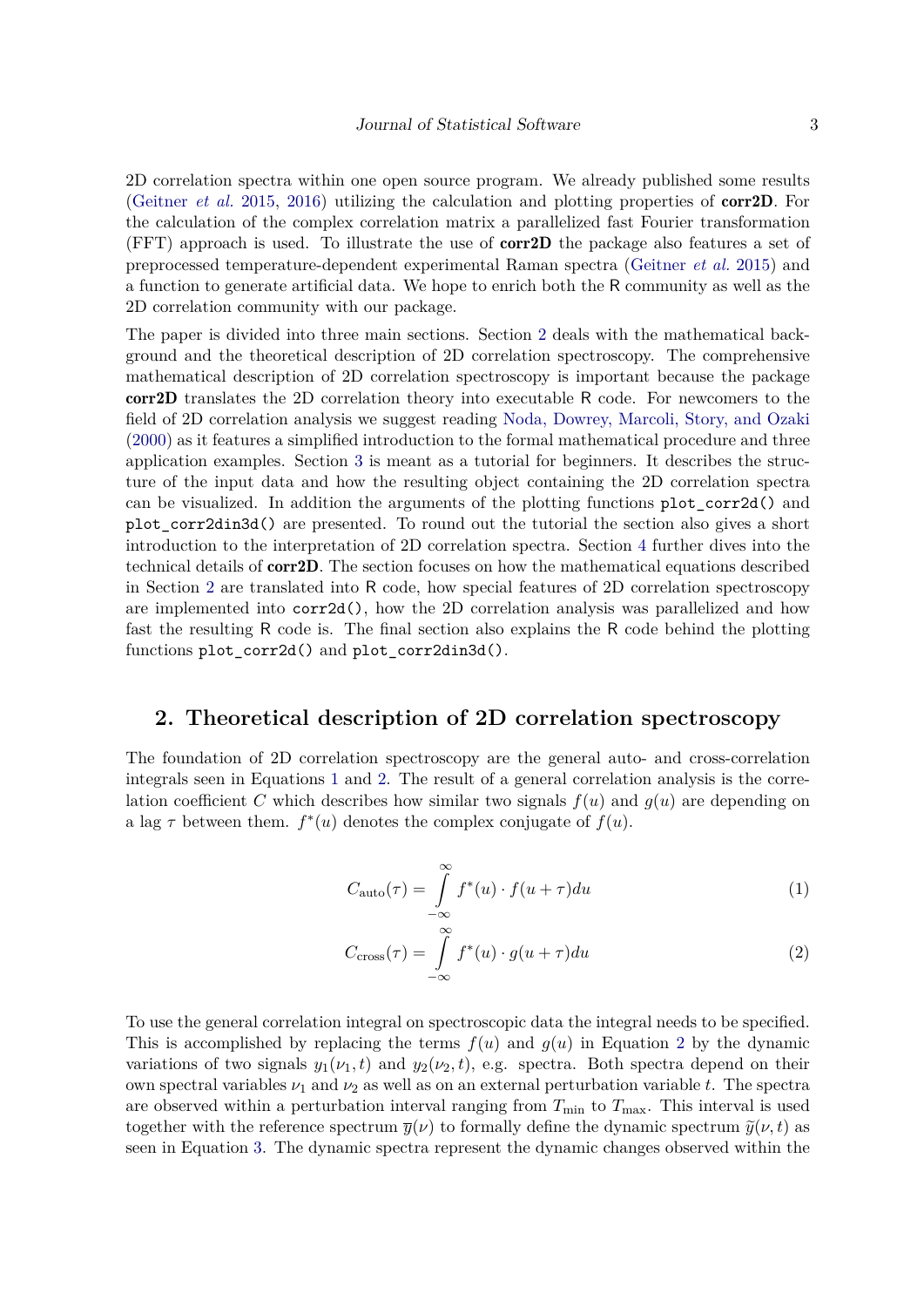2D correlation spectra within one open source program. We already published some results (Geitner *et al.* 2015, 2016) utilizing the calculation and plotting properties of **corr2D**. For the calculation of the complex correlation matrix a parallelized fast Fourier transformation (FFT) approach is used. To illustrate the use of **corr2D** the package also features a set of preprocessed temperature-dependent experimental Raman spectra (Geitner *et al.* 2015) and a function to generate artificial data. We hope to enrich both the R community as well as the 2D correlation community with our package.

The paper is divided into three main sections. Section 2 deals with the mathematical background and the theoretical description of 2D correlation spectroscopy. The comprehensive mathematical description of 2D correlation spectroscopy is important because the package **corr2D** translates the 2D correlation theory into executable R code. For newcomers to the field of 2D correlation analysis we suggest reading Noda, Dowrey, Marcoli, Story, and Ozaki (2000) as it features a simplified introduction to the formal mathematical procedure and three application examples. Section 3 is meant as a tutorial for beginners. It describes the structure of the input data and how the resulting object containing the 2D correlation spectra can be visualized. In addition the arguments of the plotting functions `plot_corr2d()` and `plot_corr2din3d()` are presented. To round out the tutorial the section also gives a short introduction to the interpretation of 2D correlation spectra. Section 4 further dives into the technical details of **corr2D**. The section focuses on how the mathematical equations described in Section 2 are translated into R code, how special features of 2D correlation spectroscopy are implemented into `corr2d()`, how the 2D correlation analysis was parallelized and how fast the resulting R code is. The final section also explains the R code behind the plotting functions `plot_corr2d()` and `plot_corr2din3d()`.

## 2. Theoretical description of 2D correlation spectroscopy

The foundation of 2D correlation spectroscopy are the general auto- and cross-correlation integrals seen in Equations 1 and 2. The result of a general correlation analysis is the correlation coefficient $C$ which describes how similar two signals $f(u)$ and $g(u)$ are depending on a lag $\tau$ between them. $f^*(u)$ denotes the complex conjugate of $f(u)$.

$$C_{\text{auto}}(\tau) = \int_{-\infty}^{\infty} f^*(u) \cdot f(u + \tau) du \tag{1}$$

$$C_{\text{cross}}(\tau) = \int_{-\infty}^{\infty} f^*(u) \cdot g(u + \tau) du \tag{2}$$

To use the general correlation integral on spectroscopic data the integral needs to be specified. This is accomplished by replacing the terms $f(u)$ and $g(u)$ in Equation 2 by the dynamic variations of two signals $y_1(\nu_1, t)$ and $y_2(\nu_2, t)$, e.g. spectra. Both spectra depend on their own spectral variables $\nu_1$ and $\nu_2$ as well as on an external perturbation variable $t$. The spectra are observed within a perturbation interval ranging from $T_{\min}$ to $T_{\max}$. This interval is used together with the reference spectrum $\overline{y}(\nu)$ to formally define the dynamic spectrum $\widetilde{y}(\nu, t)$ as seen in Equation 3. The dynamic spectra represent the dynamic changes observed within the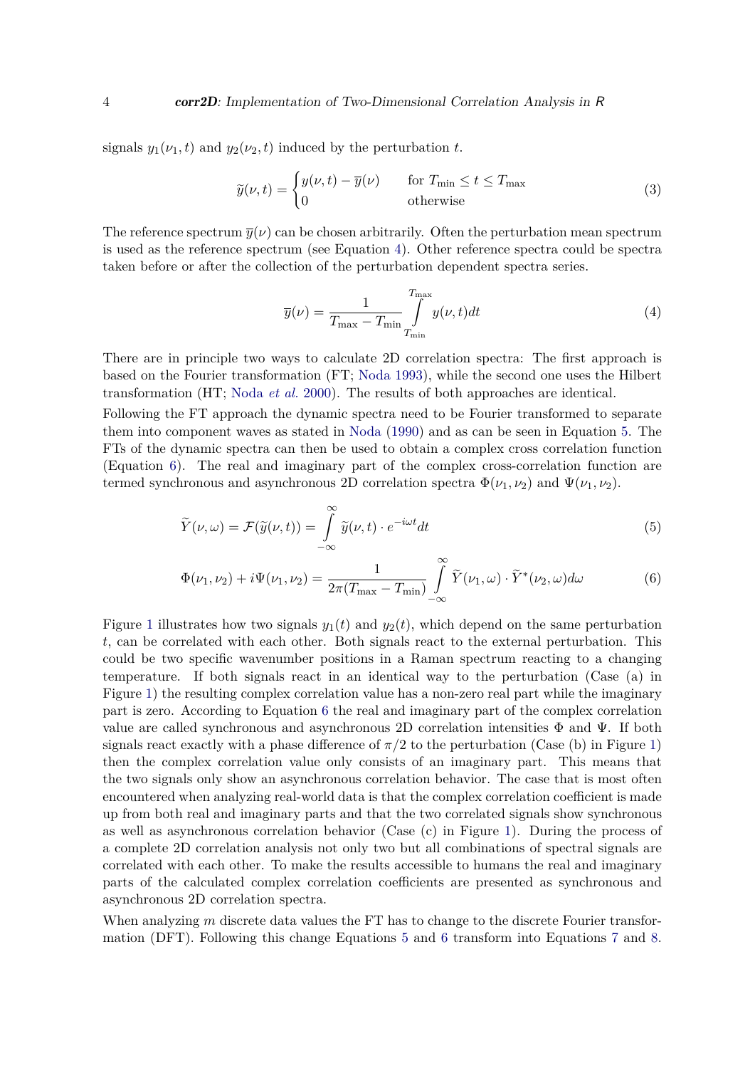signals $y_1(\nu_1, t)$ and $y_2(\nu_2, t)$ induced by the perturbation $t$.

$$\widetilde{y}(\nu, t) = \begin{cases} y(\nu, t) - \overline{y}(\nu) & \text{for } T_{\min} \leq t \leq T_{\max} \\ 0 & \text{otherwise} \end{cases} \tag{3}$$

The reference spectrum $\overline{y}(\nu)$ can be chosen arbitrarily. Often the perturbation mean spectrum is used as the reference spectrum (see Equation 4). Other reference spectra could be spectra taken before or after the collection of the perturbation dependent spectra series.

$$\overline{y}(\nu) = \frac{1}{T_{\max} - T_{\min}} \int_{T_{\min}}^{T_{\max}} y(\nu, t) dt \tag{4}$$

There are in principle two ways to calculate 2D correlation spectra: The first approach is based on the Fourier transformation (FT; Noda 1993), while the second one uses the Hilbert transformation (HT; Noda *et al.* 2000). The results of both approaches are identical.

Following the FT approach the dynamic spectra need to be Fourier transformed to separate them into component waves as stated in Noda (1990) and as can be seen in Equation 5. The FTs of the dynamic spectra can then be used to obtain a complex cross correlation function (Equation 6). The real and imaginary part of the complex cross-correlation function are termed synchronous and asynchronous 2D correlation spectra $\Phi(\nu_1, \nu_2)$ and $\Psi(\nu_1, \nu_2)$.

$$\widetilde{Y}(\nu, \omega) = \mathcal{F}(\widetilde{y}(\nu, t)) = \int_{-\infty}^{\infty} \widetilde{y}(\nu, t) \cdot e^{-i\omega t} dt \tag{5}$$

$$\Phi(\nu_1, \nu_2) + i\Psi(\nu_1, \nu_2) = \frac{1}{2\pi(T_{\max} - T_{\min})} \int_{-\infty}^{\infty} \widetilde{Y}(\nu_1, \omega) \cdot \widetilde{Y}^*(\nu_2, \omega) d\omega \tag{6}$$

Figure 1 illustrates how two signals $y_1(t)$ and $y_2(t)$, which depend on the same perturbation $t$, can be correlated with each other. Both signals react to the external perturbation. This could be two specific wavenumber positions in a Raman spectrum reacting to a changing temperature. If both signals react in an identical way to the perturbation (Case (a) in Figure 1) the resulting complex correlation value has a non-zero real part while the imaginary part is zero. According to Equation 6 the real and imaginary part of the complex correlation value are called synchronous and asynchronous 2D correlation intensities $\Phi$ and $\Psi$. If both signals react exactly with a phase difference of $\pi/2$ to the perturbation (Case (b) in Figure 1) then the complex correlation value only consists of an imaginary part. This means that the two signals only show an asynchronous correlation behavior. The case that is most often encountered when analyzing real-world data is that the complex correlation coefficient is made up from both real and imaginary parts and that the two correlated signals show synchronous as well as asynchronous correlation behavior (Case (c) in Figure 1). During the process of a complete 2D correlation analysis not only two but all combinations of spectral signals are correlated with each other. To make the results accessible to humans the real and imaginary parts of the calculated complex correlation coefficients are presented as synchronous and asynchronous 2D correlation spectra.

When analyzing $m$ discrete data values the FT has to change to the discrete Fourier transformation (DFT). Following this change Equations 5 and 6 transform into Equations 7 and 8.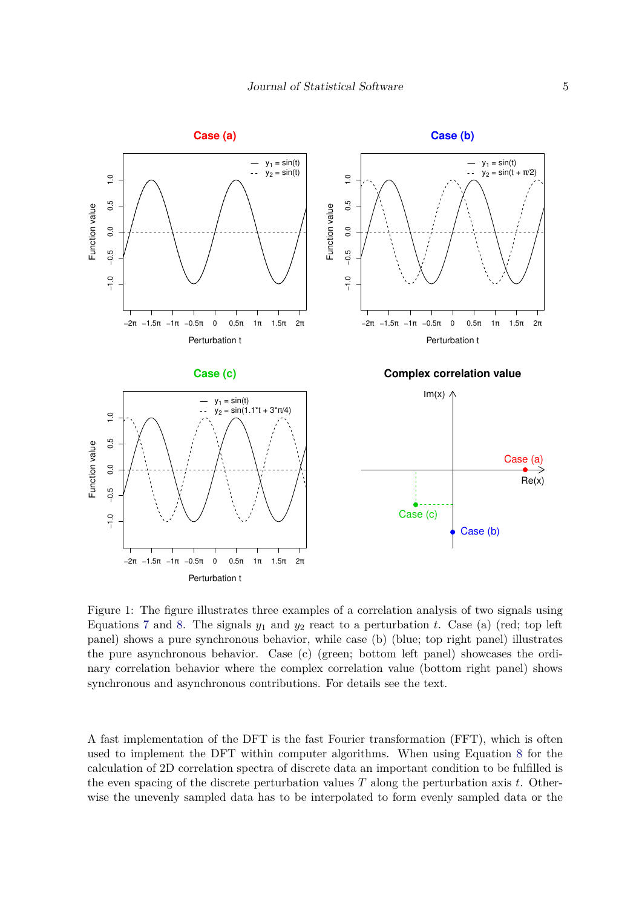Figure 1: The figure illustrates three examples of a correlation analysis of two signals using Equations 7 and 8. The signals $y_1$ and $y_2$ react to a perturbation $t$. Case (a) (red; top left panel) shows a pure synchronous behavior, while case (b) (blue; top right panel) illustrates the pure asynchronous behavior. Case (c) (green; bottom left panel) showcases the ordinary correlation behavior where the complex correlation value (bottom right panel) shows synchronous and asynchronous contributions. For details see the text.

A fast implementation of the DFT is the fast Fourier transformation (FFT), which is often used to implement the DFT within computer algorithms. When using Equation 8 for the calculation of 2D correlation spectra of discrete data an important condition to be fulfilled is the even spacing of the discrete perturbation values $T$ along the perturbation axis $t$. Otherwise the unevenly sampled data has to be interpolated to form evenly sampled data or the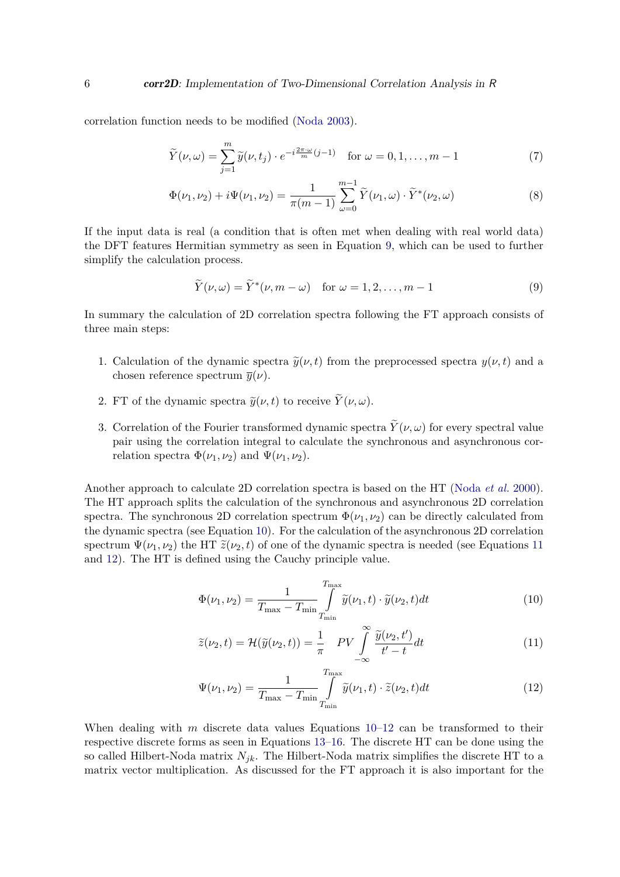correlation function needs to be modified (Noda 2003).

$$\widetilde{Y}(\nu,\omega) = \sum_{j=1}^{m} \widetilde{y}(\nu,t_j) \cdot e^{-i\frac{2\pi\cdot\omega}{m}(j-1)} \quad \text{for } \omega = 0,1,\ldots,m-1 \tag{7}$$

$$\Phi(\nu_1,\nu_2) + i\Psi(\nu_1,\nu_2) = \frac{1}{\pi(m-1)} \sum_{\omega=0}^{m-1} \widetilde{Y}(\nu_1,\omega) \cdot \widetilde{Y}^*(\nu_2,\omega) \tag{8}$$

If the input data is real (a condition that is often met when dealing with real world data) the DFT features Hermitian symmetry as seen in Equation 9, which can be used to further simplify the calculation process.

$$\widetilde{Y}(\nu,\omega) = \widetilde{Y}^*(\nu,m-\omega) \quad \text{for } \omega = 1,2,\ldots,m-1 \tag{9}$$

In summary the calculation of 2D correlation spectra following the FT approach consists of three main steps:

1. Calculation of the dynamic spectra $\widetilde{y}(\nu,t)$ from the preprocessed spectra $y(\nu,t)$ and a chosen reference spectrum $\overline{y}(\nu)$.
2. FT of the dynamic spectra $\widetilde{y}(\nu,t)$ to receive $\widetilde{Y}(\nu,\omega)$.
3. Correlation of the Fourier transformed dynamic spectra $\widetilde{Y}(\nu,\omega)$ for every spectral value pair using the correlation integral to calculate the synchronous and asynchronous correlation spectra $\Phi(\nu_1,\nu_2)$ and $\Psi(\nu_1,\nu_2)$.

Another approach to calculate 2D correlation spectra is based on the HT (Noda *et al.* 2000). The HT approach splits the calculation of the synchronous and asynchronous 2D correlation spectra. The synchronous 2D correlation spectrum $\Phi(\nu_1,\nu_2)$ can be directly calculated from the dynamic spectra (see Equation 10). For the calculation of the asynchronous 2D correlation spectrum $\Psi(\nu_1,\nu_2)$ the HT $\widetilde{z}(\nu_2,t)$ of one of the dynamic spectra is needed (see Equations 11 and 12). The HT is defined using the Cauchy principle value.

$$\Phi(\nu_1,\nu_2) = \frac{1}{T_{\max} - T_{\min}} \int_{T_{\min}}^{T_{\max}} \widetilde{y}(\nu_1,t) \cdot \widetilde{y}(\nu_2,t) dt \tag{10}$$

$$\widetilde{z}(\nu_2,t) = \mathcal{H}(\widetilde{y}(\nu_2,t)) = \frac{1}{\pi} \quad PV \int_{-\infty}^{\infty} \frac{\widetilde{y}(\nu_2,t')}{t'-t} dt \tag{11}$$

$$\Psi(\nu_1,\nu_2) = \frac{1}{T_{\max} - T_{\min}} \int_{T_{\min}}^{T_{\max}} \widetilde{y}(\nu_1,t) \cdot \widetilde{z}(\nu_2,t) dt \tag{12}$$

When dealing with $m$ discrete data values Equations 10–12 can be transformed to their respective discrete forms as seen in Equations 13–16. The discrete HT can be done using the so called Hilbert-Noda matrix $N_{jk}$. The Hilbert-Noda matrix simplifies the discrete HT to a matrix vector multiplication. As discussed for the FT approach it is also important for the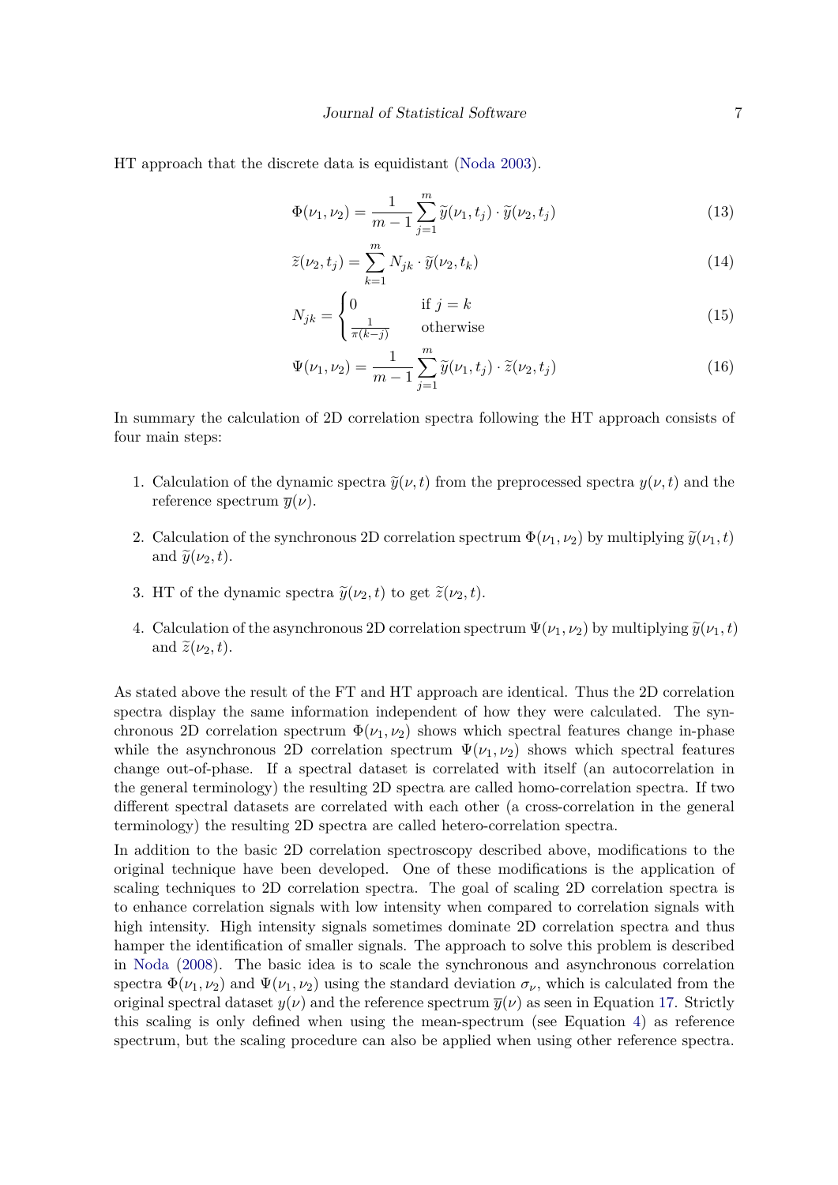HT approach that the discrete data is equidistant (Noda 2003).

$$\Phi(\nu_1, \nu_2) = \frac{1}{m-1} \sum_{j=1}^{m} \widetilde{y}(\nu_1, t_j) \cdot \widetilde{y}(\nu_2, t_j) \tag{13}$$

$$\widetilde{z}(\nu_2, t_j) = \sum_{k=1}^{m} N_{jk} \cdot \widetilde{y}(\nu_2, t_k) \tag{14}$$

$$N_{jk} = \begin{cases} 0 & \text{if } j = k \\ \frac{1}{\pi(k-j)} & \text{otherwise} \end{cases} \tag{15}$$

$$\Psi(\nu_1, \nu_2) = \frac{1}{m-1} \sum_{j=1}^{m} \widetilde{y}(\nu_1, t_j) \cdot \widetilde{z}(\nu_2, t_j) \tag{16}$$

In summary the calculation of 2D correlation spectra following the HT approach consists of four main steps:

1. Calculation of the dynamic spectra $\widetilde{y}(\nu, t)$ from the preprocessed spectra $y(\nu, t)$ and the reference spectrum $\overline{y}(\nu)$.
2. Calculation of the synchronous 2D correlation spectrum $\Phi(\nu_1, \nu_2)$ by multiplying $\widetilde{y}(\nu_1, t)$ and $\widetilde{y}(\nu_2, t)$.
3. HT of the dynamic spectra $\widetilde{y}(\nu_2, t)$ to get $\widetilde{z}(\nu_2, t)$.
4. Calculation of the asynchronous 2D correlation spectrum $\Psi(\nu_1, \nu_2)$ by multiplying $\widetilde{y}(\nu_1, t)$ and $\widetilde{z}(\nu_2, t)$.

As stated above the result of the FT and HT approach are identical. Thus the 2D correlation spectra display the same information independent of how they were calculated. The synchronous 2D correlation spectrum $\Phi(\nu_1, \nu_2)$ shows which spectral features change in-phase while the asynchronous 2D correlation spectrum $\Psi(\nu_1, \nu_2)$ shows which spectral features change out-of-phase. If a spectral dataset is correlated with itself (an autocorrelation in the general terminology) the resulting 2D spectra are called homo-correlation spectra. If two different spectral datasets are correlated with each other (a cross-correlation in the general terminology) the resulting 2D spectra are called hetero-correlation spectra.

In addition to the basic 2D correlation spectroscopy described above, modifications to the original technique have been developed. One of these modifications is the application of scaling techniques to 2D correlation spectra. The goal of scaling 2D correlation spectra is to enhance correlation signals with low intensity when compared to correlation signals with high intensity. High intensity signals sometimes dominate 2D correlation spectra and thus hamper the identification of smaller signals. The approach to solve this problem is described in Noda (2008). The basic idea is to scale the synchronous and asynchronous correlation spectra $\Phi(\nu_1, \nu_2)$ and $\Psi(\nu_1, \nu_2)$ using the standard deviation $\sigma_\nu$, which is calculated from the original spectral dataset $y(\nu)$ and the reference spectrum $\overline{y}(\nu)$ as seen in Equation 17. Strictly this scaling is only defined when using the mean-spectrum (see Equation 4) as reference spectrum, but the scaling procedure can also be applied when using other reference spectra.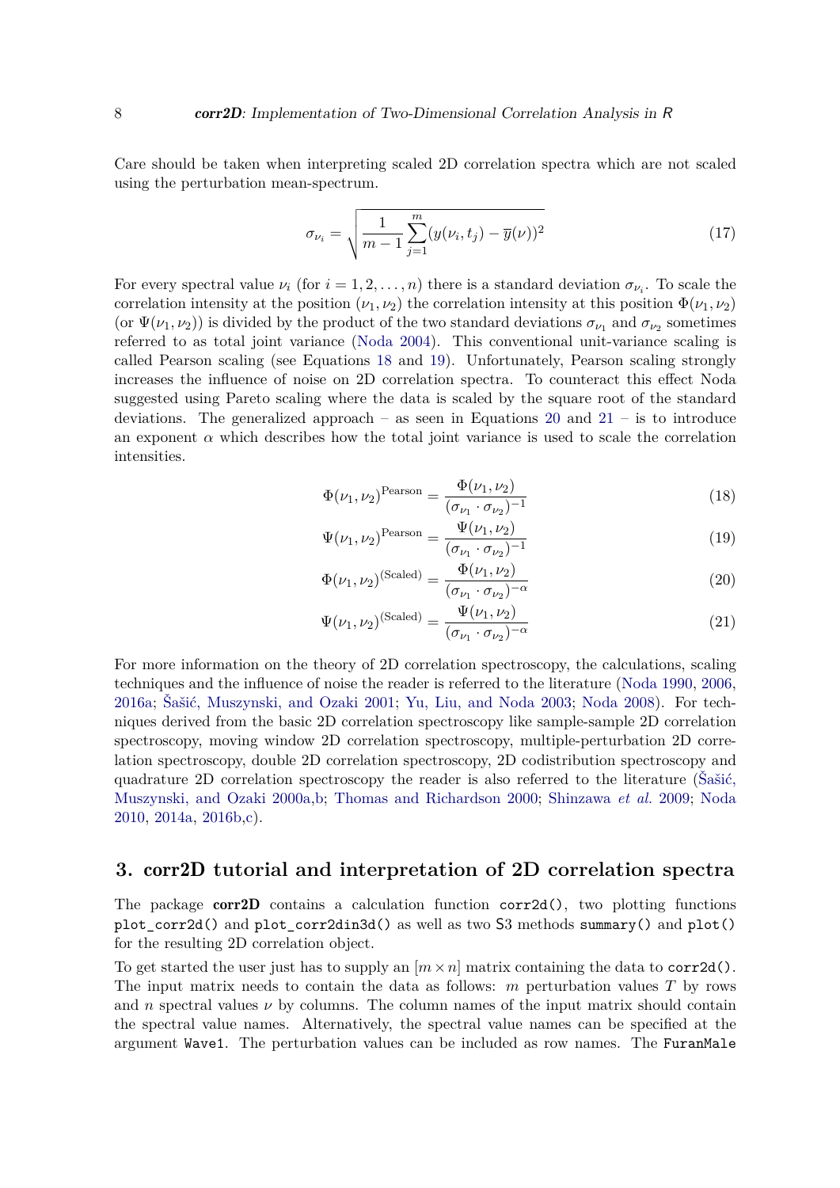Care should be taken when interpreting scaled 2D correlation spectra which are not scaled using the perturbation mean-spectrum.

$$\sigma_{\nu_i} = \sqrt{\frac{1}{m-1}\sum_{j=1}^{m}(y(\nu_i, t_j) - \overline{y}(\nu))^2} \tag{17}$$

For every spectral value $\nu_i$ (for $i = 1, 2, \ldots, n$) there is a standard deviation $\sigma_{\nu_i}$. To scale the correlation intensity at the position $(\nu_1, \nu_2)$ the correlation intensity at this position $\Phi(\nu_1, \nu_2)$ (or $\Psi(\nu_1, \nu_2)$) is divided by the product of the two standard deviations $\sigma_{\nu_1}$ and $\sigma_{\nu_2}$ sometimes referred to as total joint variance (Noda 2004). This conventional unit-variance scaling is called Pearson scaling (see Equations 18 and 19). Unfortunately, Pearson scaling strongly increases the influence of noise on 2D correlation spectra. To counteract this effect Noda suggested using Pareto scaling where the data is scaled by the square root of the standard deviations. The generalized approach – as seen in Equations 20 and 21 – is to introduce an exponent $\alpha$ which describes how the total joint variance is used to scale the correlation intensities.

$$\Phi(\nu_1, \nu_2)^{\text{Pearson}} = \frac{\Phi(\nu_1, \nu_2)}{(\sigma_{\nu_1} \cdot \sigma_{\nu_2})^{-1}} \tag{18}$$

$$\Psi(\nu_1, \nu_2)^{\text{Pearson}} = \frac{\Psi(\nu_1, \nu_2)}{(\sigma_{\nu_1} \cdot \sigma_{\nu_2})^{-1}} \tag{19}$$

$$\Phi(\nu_1, \nu_2)^{\text{(Scaled)}} = \frac{\Phi(\nu_1, \nu_2)}{(\sigma_{\nu_1} \cdot \sigma_{\nu_2})^{-\alpha}} \tag{20}$$

$$\Psi(\nu_1, \nu_2)^{\text{(Scaled)}} = \frac{\Psi(\nu_1, \nu_2)}{(\sigma_{\nu_1} \cdot \sigma_{\nu_2})^{-\alpha}} \tag{21}$$

For more information on the theory of 2D correlation spectroscopy, the calculations, scaling techniques and the influence of noise the reader is referred to the literature (Noda 1990, 2006, 2016a; Šašić, Muszynski, and Ozaki 2001; Yu, Liu, and Noda 2003; Noda 2008). For techniques derived from the basic 2D correlation spectroscopy like sample-sample 2D correlation spectroscopy, moving window 2D correlation spectroscopy, multiple-perturbation 2D correlation spectroscopy, double 2D correlation spectroscopy, 2D codistribution spectroscopy and quadrature 2D correlation spectroscopy the reader is also referred to the literature (Šašić, Muszynski, and Ozaki 2000a,b; Thomas and Richardson 2000; Shinzawa *et al.* 2009; Noda 2010, 2014a, 2016b,c).

## 3. corr2D tutorial and interpretation of 2D correlation spectra

The package **corr2D** contains a calculation function `corr2d()`, two plotting functions `plot_corr2d()` and `plot_corr2din3d()` as well as two S3 methods `summary()` and `plot()` for the resulting 2D correlation object.

To get started the user just has to supply an $[m \times n]$ matrix containing the data to `corr2d()`. The input matrix needs to contain the data as follows: $m$ perturbation values $T$ by rows and $n$ spectral values $\nu$ by columns. The column names of the input matrix should contain the spectral value names. Alternatively, the spectral value names can be specified at the argument `Wave1`. The perturbation values can be included as row names. The `FuranMale`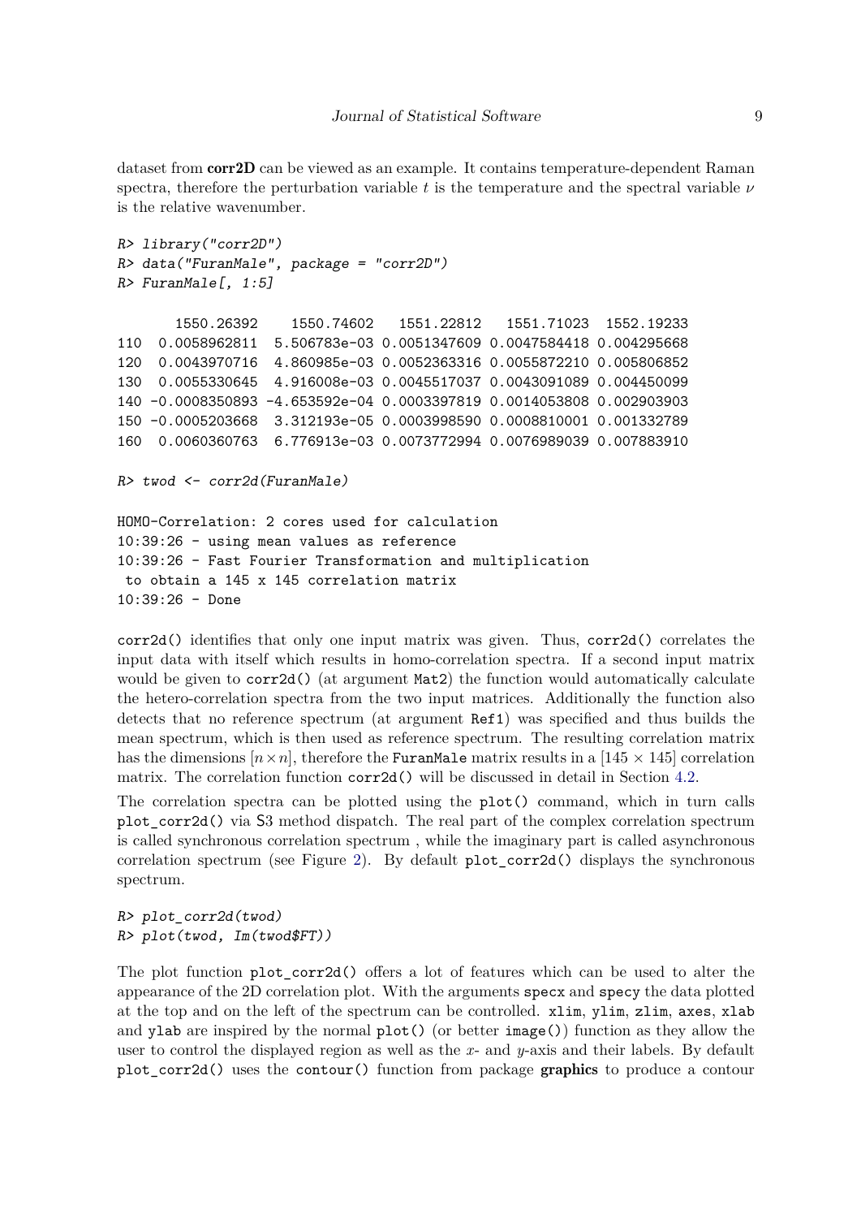dataset from **corr2D** can be viewed as an example. It contains temperature-dependent Raman spectra, therefore the perturbation variable $t$ is the temperature and the spectral variable $\nu$ is the relative wavenumber.

```
R> library("corr2D")
R> data("FuranMale", package = "corr2D")
R> FuranMale[, 1:5]

       1550.26392    1550.74602   1551.22812   1551.71023  1552.19233
110  0.0058962811  5.506783e-03 0.0051347609 0.0047584418 0.004295668
120  0.0043970716  4.860985e-03 0.0052363316 0.0055872210 0.005806852
130  0.0055330645  4.916008e-03 0.0045517037 0.0043091089 0.004450099
140 -0.0008350893 -4.653592e-04 0.0003397819 0.0014053808 0.002903903
150 -0.0005203668  3.312193e-05 0.0003998590 0.0008810001 0.001332789
160  0.0060360763  6.776913e-03 0.0073772994 0.0076989039 0.007883910

R> twod <- corr2d(FuranMale)

HOMO-Correlation: 2 cores used for calculation
10:39:26 - using mean values as reference
10:39:26 - Fast Fourier Transformation and multiplication
 to obtain a 145 x 145 correlation matrix
10:39:26 - Done
```

`corr2d()` identifies that only one input matrix was given. Thus, `corr2d()` correlates the input data with itself which results in homo-correlation spectra. If a second input matrix would be given to `corr2d()` (at argument `Mat2`) the function would automatically calculate the hetero-correlation spectra from the two input matrices. Additionally the function also detects that no reference spectrum (at argument `Ref1`) was specified and thus builds the mean spectrum, which is then used as reference spectrum. The resulting correlation matrix has the dimensions $[n \times n]$, therefore the `FuranMale` matrix results in a $[145 \times 145]$ correlation matrix. The correlation function `corr2d()` will be discussed in detail in Section 4.2.

The correlation spectra can be plotted using the `plot()` command, which in turn calls `plot_corr2d()` via S3 method dispatch. The real part of the complex correlation spectrum is called synchronous correlation spectrum , while the imaginary part is called asynchronous correlation spectrum (see Figure 2). By default `plot_corr2d()` displays the synchronous spectrum.

```
R> plot_corr2d(twod)
R> plot(twod, Im(twod$FT))
```

The plot function `plot_corr2d()` offers a lot of features which can be used to alter the appearance of the 2D correlation plot. With the arguments `specx` and `specy` the data plotted at the top and on the left of the spectrum can be controlled. `xlim`, `ylim`, `zlim`, `axes`, `xlab` and `ylab` are inspired by the normal `plot()` (or better `image()`) function as they allow the user to control the displayed region as well as the $x$- and $y$-axis and their labels. By default `plot_corr2d()` uses the `contour()` function from package **graphics** to produce a contour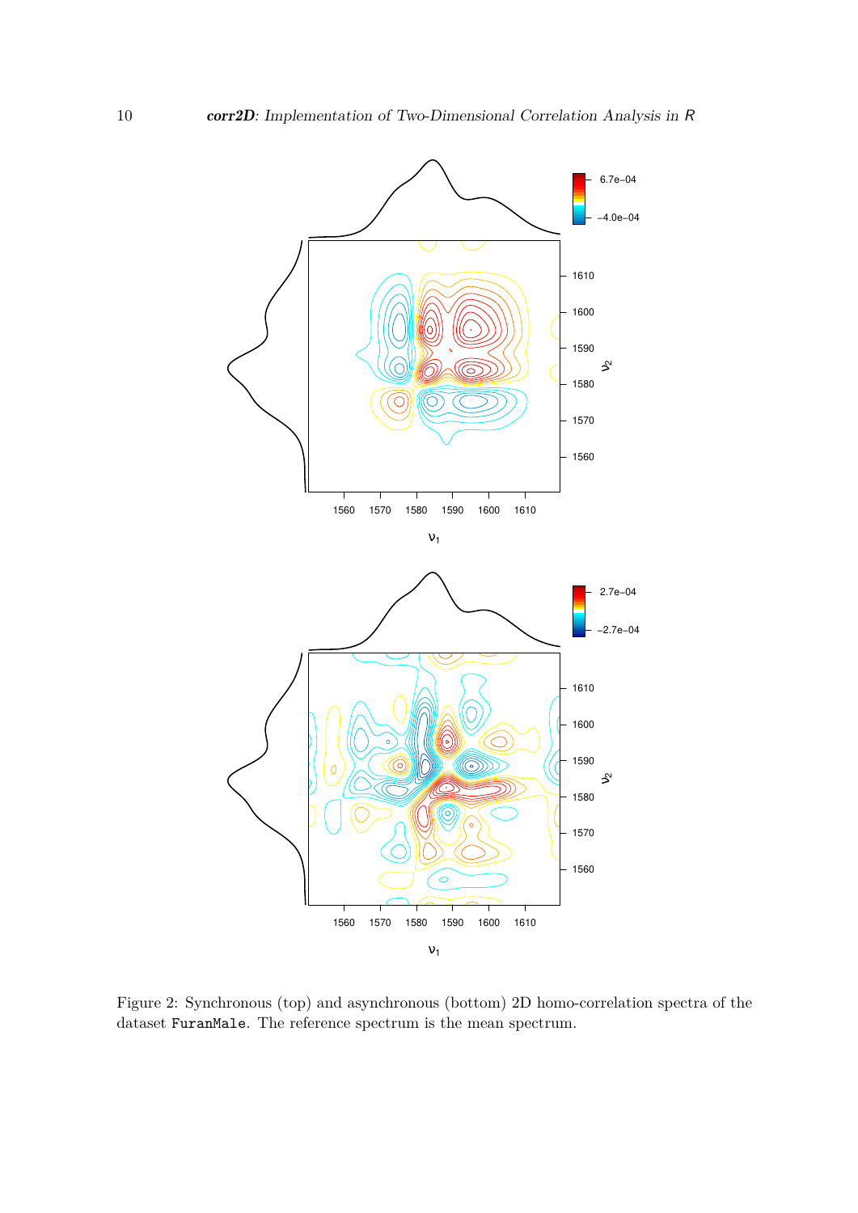Figure 2: Synchronous (top) and asynchronous (bottom) 2D homo-correlation spectra of the dataset `FuranMale`. The reference spectrum is the mean spectrum.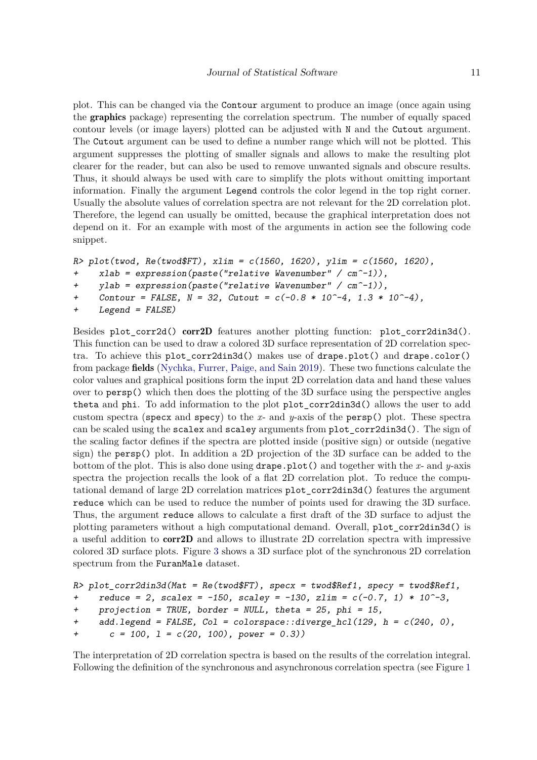plot. This can be changed via the `Contour` argument to produce an image (once again using the **graphics** package) representing the correlation spectrum. The number of equally spaced contour levels (or image layers) plotted can be adjusted with `N` and the `Cutout` argument. The `Cutout` argument can be used to define a number range which will not be plotted. This argument suppresses the plotting of smaller signals and allows to make the resulting plot clearer for the reader, but can also be used to remove unwanted signals and obscure results. Thus, it should always be used with care to simplify the plots without omitting important information. Finally the argument `Legend` controls the color legend in the top right corner. Usually the absolute values of correlation spectra are not relevant for the 2D correlation plot. Therefore, the legend can usually be omitted, because the graphical interpretation does not depend on it. For an example with most of the arguments in action see the following code snippet.

```
R> plot(twod, Re(twod$FT), xlim = c(1560, 1620), ylim = c(1560, 1620),
+     xlab = expression(paste("relative Wavenumber" / cm^-1)),
+     ylab = expression(paste("relative Wavenumber" / cm^-1)),
+     Contour = FALSE, N = 32, Cutout = c(-0.8 * 10^-4, 1.3 * 10^-4),
+     Legend = FALSE)
```

Besides `plot_corr2d()` **corr2D** features another plotting function: `plot_corr2din3d()`. This function can be used to draw a colored 3D surface representation of 2D correlation spectra. To achieve this `plot_corr2din3d()` makes use of `drape.plot()` and `drape.color()` from package **fields** (Nychka, Furrer, Paige, and Sain 2019). These two functions calculate the color values and graphical positions form the input 2D correlation data and hand these values over to `persp()` which then does the plotting of the 3D surface using the perspective angles `theta` and `phi`. To add information to the plot `plot_corr2din3d()` allows the user to add custom spectra (`specx` and `specy`) to the $x$- and $y$-axis of the `persp()` plot. These spectra can be scaled using the `scalex` and `scaley` arguments from `plot_corr2din3d()`. The sign of the scaling factor defines if the spectra are plotted inside (positive sign) or outside (negative sign) the `persp()` plot. In addition a 2D projection of the 3D surface can be added to the bottom of the plot. This is also done using `drape.plot()` and together with the $x$- and $y$-axis spectra the projection recalls the look of a flat 2D correlation plot. To reduce the computational demand of large 2D correlation matrices `plot_corr2din3d()` features the argument `reduce` which can be used to reduce the number of points used for drawing the 3D surface. Thus, the argument `reduce` allows to calculate a first draft of the 3D surface to adjust the plotting parameters without a high computational demand. Overall, `plot_corr2din3d()` is a useful addition to **corr2D** and allows to illustrate 2D correlation spectra with impressive colored 3D surface plots. Figure 3 shows a 3D surface plot of the synchronous 2D correlation spectrum from the `FuranMale` dataset.

```
R> plot_corr2din3d(Mat = Re(twod$FT), specx = twod$Ref1, specy = twod$Ref1,
+     reduce = 2, scalex = -150, scaley = -130, zlim = c(-0.7, 1) * 10^-3,
+     projection = TRUE, border = NULL, theta = 25, phi = 15,
+     add.legend = FALSE, Col = colorspace::diverge_hcl(129, h = c(240, 0),
+       c = 100, l = c(20, 100), power = 0.3))
```

The interpretation of 2D correlation spectra is based on the results of the correlation integral. Following the definition of the synchronous and asynchronous correlation spectra (see Figure 1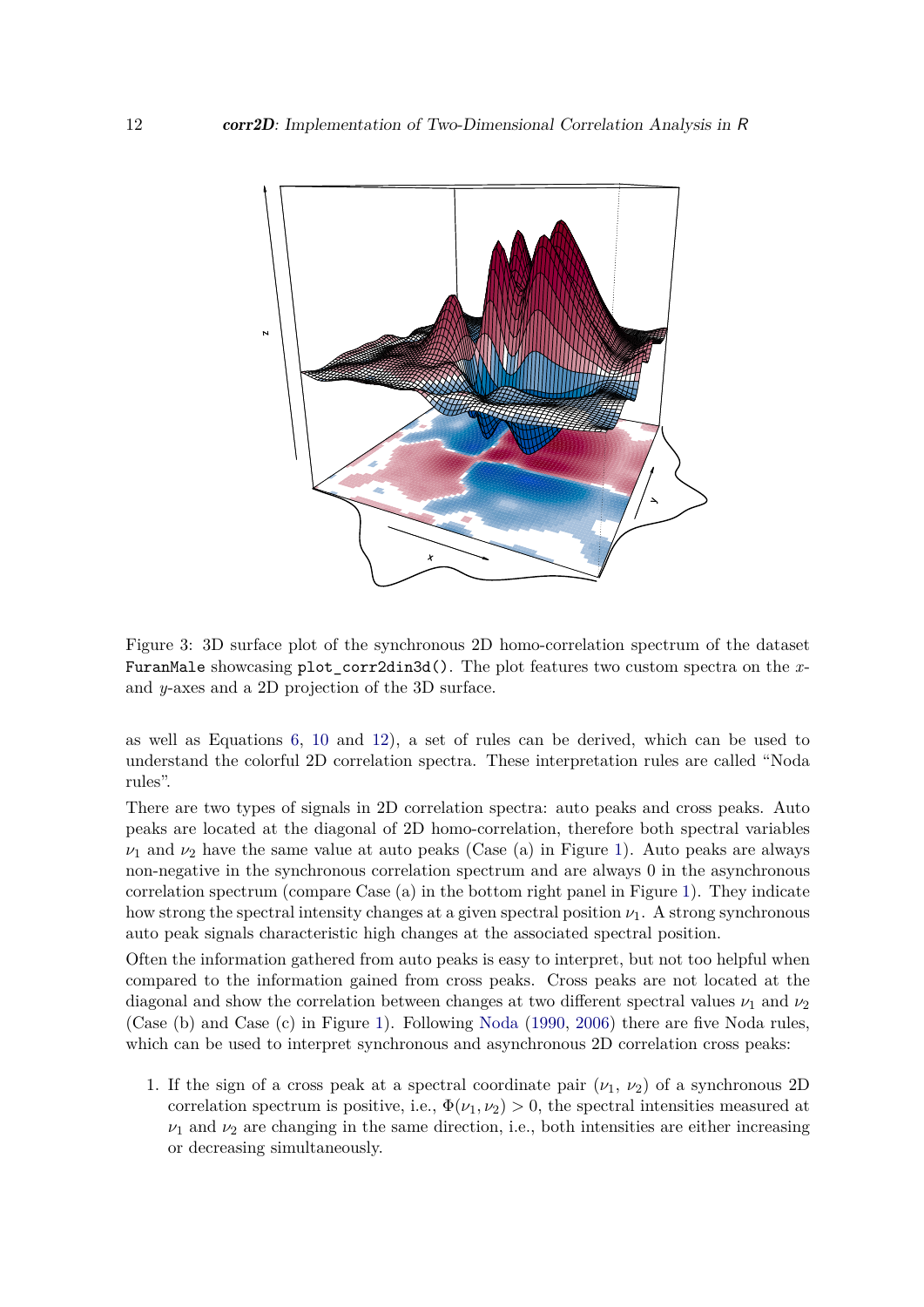Figure 3: 3D surface plot of the synchronous 2D homo-correlation spectrum of the dataset `FuranMale` showcasing `plot_corr2din3d()`. The plot features two custom spectra on the $x$- and $y$-axes and a 2D projection of the 3D surface.

as well as Equations 6, 10 and 12), a set of rules can be derived, which can be used to understand the colorful 2D correlation spectra. These interpretation rules are called "Noda rules".

There are two types of signals in 2D correlation spectra: auto peaks and cross peaks. Auto peaks are located at the diagonal of 2D homo-correlation, therefore both spectral variables $\nu_1$ and $\nu_2$ have the same value at auto peaks (Case (a) in Figure 1). Auto peaks are always non-negative in the synchronous correlation spectrum and are always 0 in the asynchronous correlation spectrum (compare Case (a) in the bottom right panel in Figure 1). They indicate how strong the spectral intensity changes at a given spectral position $\nu_1$. A strong synchronous auto peak signals characteristic high changes at the associated spectral position.

Often the information gathered from auto peaks is easy to interpret, but not too helpful when compared to the information gained from cross peaks. Cross peaks are not located at the diagonal and show the correlation between changes at two different spectral values $\nu_1$ and $\nu_2$ (Case (b) and Case (c) in Figure 1). Following Noda (1990, 2006) there are five Noda rules, which can be used to interpret synchronous and asynchronous 2D correlation cross peaks:

1. If the sign of a cross peak at a spectral coordinate pair ($\nu_1$, $\nu_2$) of a synchronous 2D correlation spectrum is positive, i.e., $\Phi(\nu_1, \nu_2) > 0$, the spectral intensities measured at $\nu_1$ and $\nu_2$ are changing in the same direction, i.e., both intensities are either increasing or decreasing simultaneously.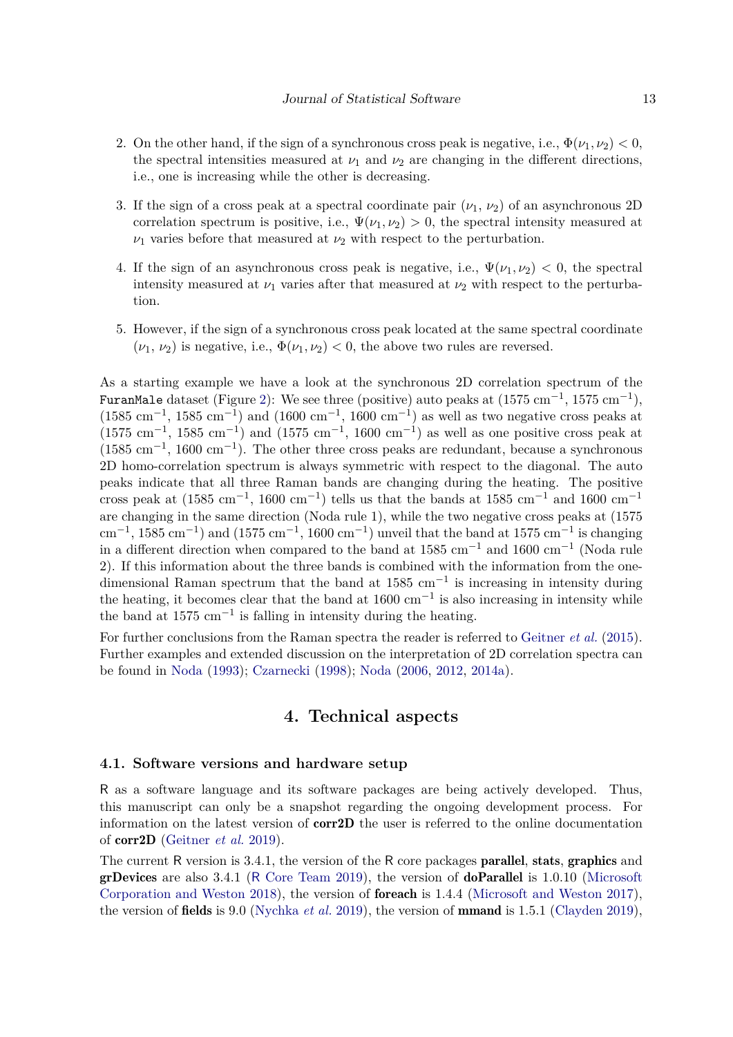2. On the other hand, if the sign of a synchronous cross peak is negative, i.e., $\Phi(\nu_1, \nu_2) < 0$, the spectral intensities measured at $\nu_1$ and $\nu_2$ are changing in the different directions, i.e., one is increasing while the other is decreasing.

3. If the sign of a cross peak at a spectral coordinate pair ($\nu_1$, $\nu_2$) of an asynchronous 2D correlation spectrum is positive, i.e., $\Psi(\nu_1, \nu_2) > 0$, the spectral intensity measured at $\nu_1$ varies before that measured at $\nu_2$ with respect to the perturbation.

4. If the sign of an asynchronous cross peak is negative, i.e., $\Psi(\nu_1, \nu_2) < 0$, the spectral intensity measured at $\nu_1$ varies after that measured at $\nu_2$ with respect to the perturbation.

5. However, if the sign of a synchronous cross peak located at the same spectral coordinate ($\nu_1$, $\nu_2$) is negative, i.e., $\Phi(\nu_1, \nu_2) < 0$, the above two rules are reversed.

As a starting example we have a look at the synchronous 2D correlation spectrum of the `FuranMale` dataset (Figure 2): We see three (positive) auto peaks at (1575 $cm^{-1}$, 1575 $cm^{-1}$), (1585 $cm^{-1}$, 1585 $cm^{-1}$) and (1600 $cm^{-1}$, 1600 $cm^{-1}$) as well as two negative cross peaks at (1575 $cm^{-1}$, 1585 $cm^{-1}$) and (1575 $cm^{-1}$, 1600 $cm^{-1}$) as well as one positive cross peak at (1585 $cm^{-1}$, 1600 $cm^{-1}$). The other three cross peaks are redundant, because a synchronous 2D homo-correlation spectrum is always symmetric with respect to the diagonal. The auto peaks indicate that all three Raman bands are changing during the heating. The positive cross peak at (1585 $cm^{-1}$, 1600 $cm^{-1}$) tells us that the bands at 1585 $cm^{-1}$ and 1600 $cm^{-1}$ are changing in the same direction (Noda rule 1), while the two negative cross peaks at (1575 $cm^{-1}$, 1585 $cm^{-1}$) and (1575 $cm^{-1}$, 1600 $cm^{-1}$) unveil that the band at 1575 $cm^{-1}$ is changing in a different direction when compared to the band at 1585 $cm^{-1}$ and 1600 $cm^{-1}$ (Noda rule 2). If this information about the three bands is combined with the information from the one-dimensional Raman spectrum that the band at 1585 $cm^{-1}$ is increasing in intensity during the heating, it becomes clear that the band at 1600 $cm^{-1}$ is also increasing in intensity while the band at 1575 $cm^{-1}$ is falling in intensity during the heating.

For further conclusions from the Raman spectra the reader is referred to Geitner *et al.* (2015). Further examples and extended discussion on the interpretation of 2D correlation spectra can be found in Noda (1993); Czarnecki (1998); Noda (2006, 2012, 2014a).

# 4. Technical aspects

## 4.1. Software versions and hardware setup

R as a software language and its software packages are being actively developed. Thus, this manuscript can only be a snapshot regarding the ongoing development process. For information on the latest version of **corr2D** the user is referred to the online documentation of **corr2D** (Geitner *et al.* 2019).

The current R version is 3.4.1, the version of the R core packages **parallel**, **stats**, **graphics** and **grDevices** are also 3.4.1 (R Core Team 2019), the version of **doParallel** is 1.0.10 (Microsoft Corporation and Weston 2018), the version of **foreach** is 1.4.4 (Microsoft and Weston 2017), the version of **fields** is 9.0 (Nychka *et al.* 2019), the version of **mmand** is 1.5.1 (Clayden 2019),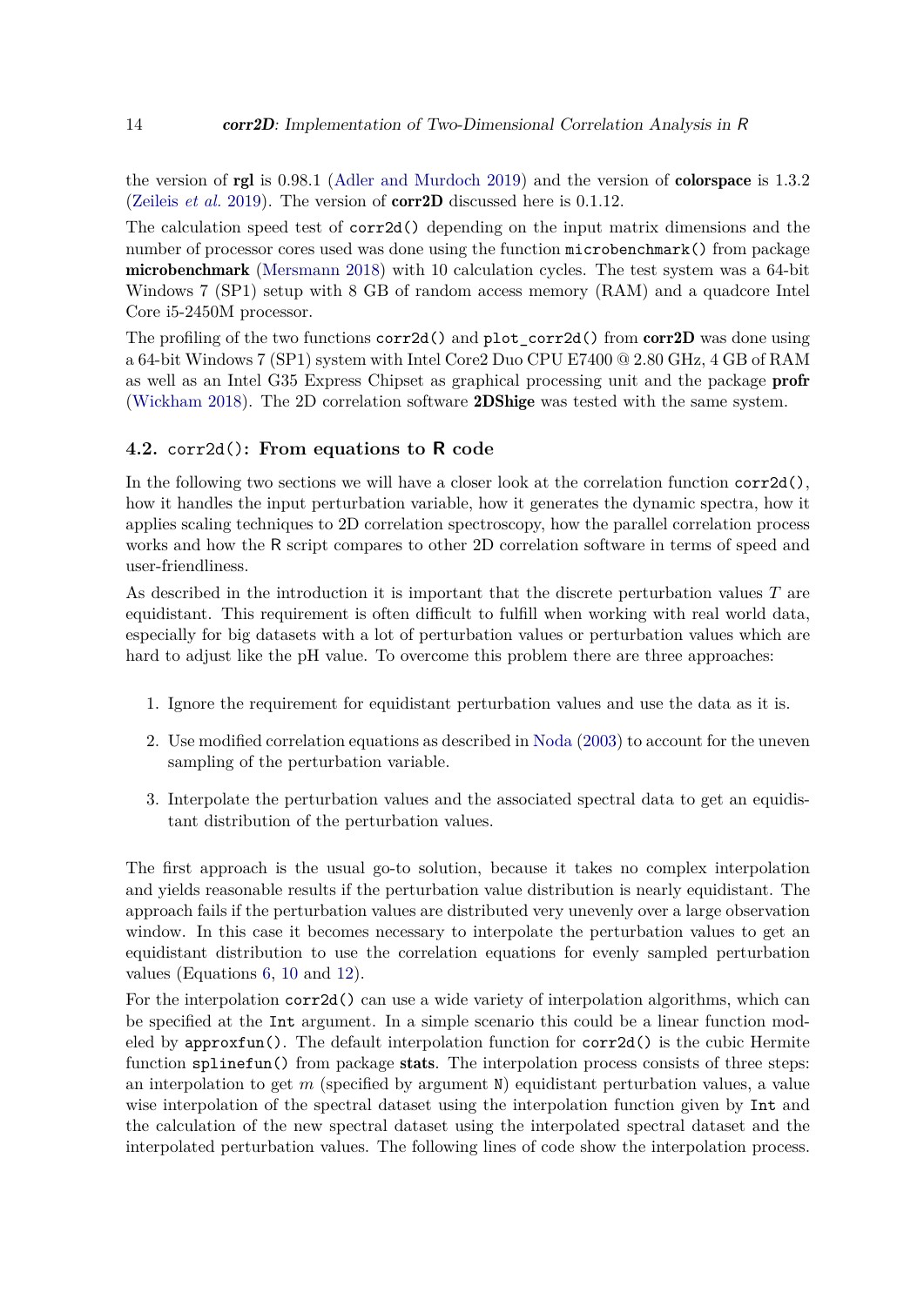the version of **rgl** is 0.98.1 (Adler and Murdoch 2019) and the version of **colorspace** is 1.3.2 (Zeileis *et al.* 2019). The version of **corr2D** discussed here is 0.1.12.

The calculation speed test of `corr2d()` depending on the input matrix dimensions and the number of processor cores used was done using the function `microbenchmark()` from package **microbenchmark** (Mersmann 2018) with 10 calculation cycles. The test system was a 64-bit Windows 7 (SP1) setup with 8 GB of random access memory (RAM) and a quadcore Intel Core i5-2450M processor.

The profiling of the two functions `corr2d()` and `plot_corr2d()` from **corr2D** was done using a 64-bit Windows 7 (SP1) system with Intel Core2 Duo CPU E7400 @ 2.80 GHz, 4 GB of RAM as well as an Intel G35 Express Chipset as graphical processing unit and the package **profr** (Wickham 2018). The 2D correlation software **2DShige** was tested with the same system.

### 4.2. `corr2d()`: From equations to R code

In the following two sections we will have a closer look at the correlation function `corr2d()`, how it handles the input perturbation variable, how it generates the dynamic spectra, how it applies scaling techniques to 2D correlation spectroscopy, how the parallel correlation process works and how the R script compares to other 2D correlation software in terms of speed and user-friendliness.

As described in the introduction it is important that the discrete perturbation values $T$ are equidistant. This requirement is often difficult to fulfill when working with real world data, especially for big datasets with a lot of perturbation values or perturbation values which are hard to adjust like the pH value. To overcome this problem there are three approaches:

1. Ignore the requirement for equidistant perturbation values and use the data as it is.
2. Use modified correlation equations as described in Noda (2003) to account for the uneven sampling of the perturbation variable.
3. Interpolate the perturbation values and the associated spectral data to get an equidistant distribution of the perturbation values.

The first approach is the usual go-to solution, because it takes no complex interpolation and yields reasonable results if the perturbation value distribution is nearly equidistant. The approach fails if the perturbation values are distributed very unevenly over a large observation window. In this case it becomes necessary to interpolate the perturbation values to get an equidistant distribution to use the correlation equations for evenly sampled perturbation values (Equations 6, 10 and 12).

For the interpolation `corr2d()` can use a wide variety of interpolation algorithms, which can be specified at the `Int` argument. In a simple scenario this could be a linear function modeled by `approxfun()`. The default interpolation function for `corr2d()` is the cubic Hermite function `splinefun()` from package **stats**. The interpolation process consists of three steps: an interpolation to get $m$ (specified by argument `N`) equidistant perturbation values, a value wise interpolation of the spectral dataset using the interpolation function given by `Int` and the calculation of the new spectral dataset using the interpolated spectral dataset and the interpolated perturbation values. The following lines of code show the interpolation process.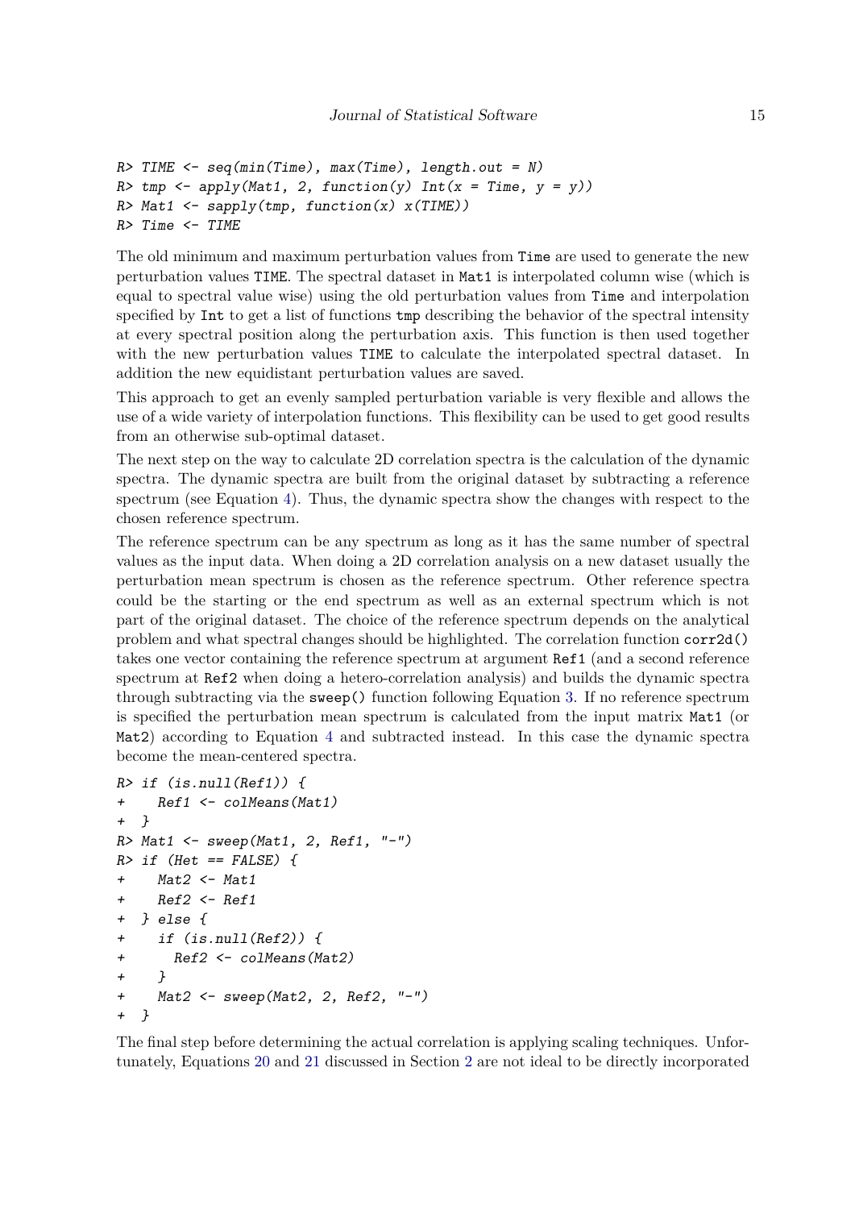```
R> TIME <- seq(min(Time), max(Time), length.out = N)
R> tmp <- apply(Mat1, 2, function(y) Int(x = Time, y = y))
R> Mat1 <- sapply(tmp, function(x) x(TIME))
R> Time <- TIME
```

The old minimum and maximum perturbation values from `Time` are used to generate the new perturbation values `TIME`. The spectral dataset in `Mat1` is interpolated column wise (which is equal to spectral value wise) using the old perturbation values from `Time` and interpolation specified by `Int` to get a list of functions `tmp` describing the behavior of the spectral intensity at every spectral position along the perturbation axis. This function is then used together with the new perturbation values `TIME` to calculate the interpolated spectral dataset. In addition the new equidistant perturbation values are saved.

This approach to get an evenly sampled perturbation variable is very flexible and allows the use of a wide variety of interpolation functions. This flexibility can be used to get good results from an otherwise sub-optimal dataset.

The next step on the way to calculate 2D correlation spectra is the calculation of the dynamic spectra. The dynamic spectra are built from the original dataset by subtracting a reference spectrum (see Equation 4). Thus, the dynamic spectra show the changes with respect to the chosen reference spectrum.

The reference spectrum can be any spectrum as long as it has the same number of spectral values as the input data. When doing a 2D correlation analysis on a new dataset usually the perturbation mean spectrum is chosen as the reference spectrum. Other reference spectra could be the starting or the end spectrum as well as an external spectrum which is not part of the original dataset. The choice of the reference spectrum depends on the analytical problem and what spectral changes should be highlighted. The correlation function `corr2d()` takes one vector containing the reference spectrum at argument `Ref1` (and a second reference spectrum at `Ref2` when doing a hetero-correlation analysis) and builds the dynamic spectra through subtracting via the `sweep()` function following Equation 3. If no reference spectrum is specified the perturbation mean spectrum is calculated from the input matrix `Mat1` (or `Mat2`) according to Equation 4 and subtracted instead. In this case the dynamic spectra become the mean-centered spectra.

```
R> if (is.null(Ref1)) {
+    Ref1 <- colMeans(Mat1)
+  }
R> Mat1 <- sweep(Mat1, 2, Ref1, "-")
R> if (Het == FALSE) {
+    Mat2 <- Mat1
+    Ref2 <- Ref1
+  } else {
+    if (is.null(Ref2)) {
+      Ref2 <- colMeans(Mat2)
+    }
+    Mat2 <- sweep(Mat2, 2, Ref2, "-")
+  }
```

The final step before determining the actual correlation is applying scaling techniques. Unfortunately, Equations 20 and 21 discussed in Section 2 are not ideal to be directly incorporated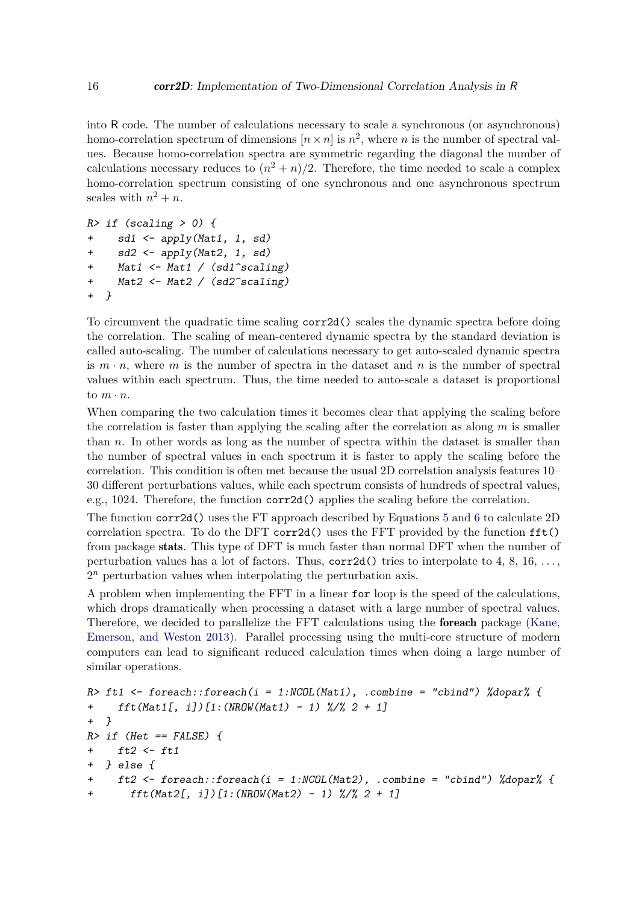into R code. The number of calculations necessary to scale a synchronous (or asynchronous) homo-correlation spectrum of dimensions $[n \times n]$ is $n^2$, where $n$ is the number of spectral values. Because homo-correlation spectra are symmetric regarding the diagonal the number of calculations necessary reduces to $(n^2 + n)/2$. Therefore, the time needed to scale a complex homo-correlation spectrum consisting of one synchronous and one asynchronous spectrum scales with $n^2 + n$.

```
R> if (scaling > 0) {
+    sd1 <- apply(Mat1, 1, sd)
+    sd2 <- apply(Mat2, 1, sd)
+    Mat1 <- Mat1 / (sd1^scaling)
+    Mat2 <- Mat2 / (sd2^scaling)
+ }
```

To circumvent the quadratic time scaling `corr2d()` scales the dynamic spectra before doing the correlation. The scaling of mean-centered dynamic spectra by the standard deviation is called auto-scaling. The number of calculations necessary to get auto-scaled dynamic spectra is $m \cdot n$, where $m$ is the number of spectra in the dataset and $n$ is the number of spectral values within each spectrum. Thus, the time needed to auto-scale a dataset is proportional to $m \cdot n$.

When comparing the two calculation times it becomes clear that applying the scaling before the correlation is faster than applying the scaling after the correlation as along $m$ is smaller than $n$. In other words as long as the number of spectra within the dataset is smaller than the number of spectral values in each spectrum it is faster to apply the scaling before the correlation. This condition is often met because the usual 2D correlation analysis features 10–30 different perturbations values, while each spectrum consists of hundreds of spectral values, e.g., 1024. Therefore, the function `corr2d()` applies the scaling before the correlation.

The function `corr2d()` uses the FT approach described by Equations 5 and 6 to calculate 2D correlation spectra. To do the DFT `corr2d()` uses the FFT provided by the function `fft()` from package **stats**. This type of DFT is much faster than normal DFT when the number of perturbation values has a lot of factors. Thus, `corr2d()` tries to interpolate to 4, 8, 16, ..., $2^n$ perturbation values when interpolating the perturbation axis.

A problem when implementing the FFT in a linear `for` loop is the speed of the calculations, which drops dramatically when processing a dataset with a large number of spectral values. Therefore, we decided to parallelize the FFT calculations using the **foreach** package (Kane, Emerson, and Weston 2013). Parallel processing using the multi-core structure of modern computers can lead to significant reduced calculation times when doing a large number of similar operations.

```
R> ft1 <- foreach::foreach(i = 1:NCOL(Mat1), .combine = "cbind") %dopar% {
+    fft(Mat1[, i])[1:(NROW(Mat1) - 1) %/% 2 + 1]
+ }
R> if (Het == FALSE) {
+    ft2 <- ft1
+ } else {
+    ft2 <- foreach::foreach(i = 1:NCOL(Mat2), .combine = "cbind") %dopar% {
+      fft(Mat2[, i])[1:(NROW(Mat2) - 1) %/% 2 + 1]
```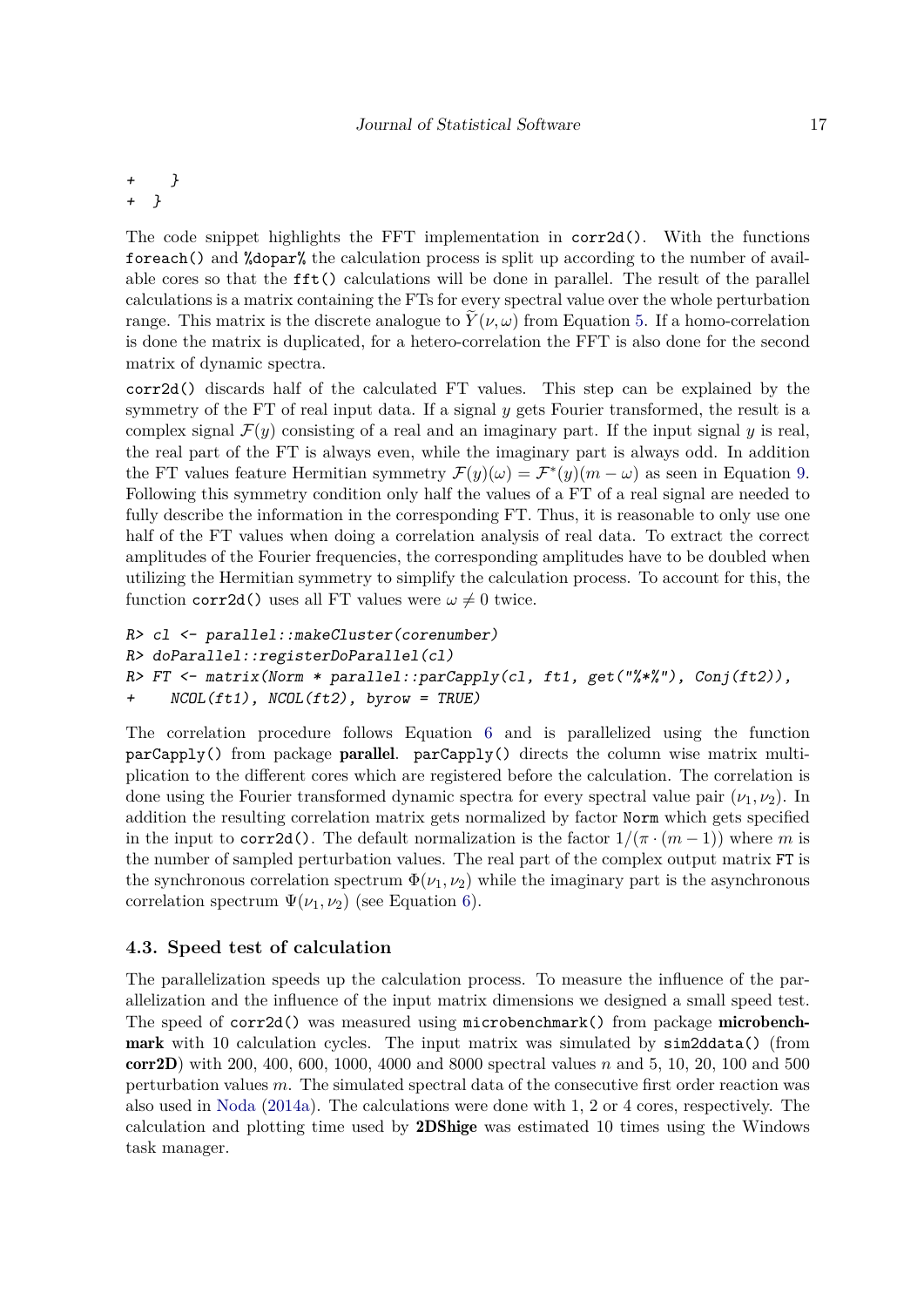```
+     }
+   }
```

The code snippet highlights the FFT implementation in corr2d(). With the functions foreach() and %dopar% the calculation process is split up according to the number of available cores so that the fft() calculations will be done in parallel. The result of the parallel calculations is a matrix containing the FTs for every spectral value over the whole perturbation range. This matrix is the discrete analogue to $\widetilde{Y}(\nu, \omega)$ from Equation 5. If a homo-correlation is done the matrix is duplicated, for a hetero-correlation the FFT is also done for the second matrix of dynamic spectra.

corr2d() discards half of the calculated FT values. This step can be explained by the symmetry of the FT of real input data. If a signal $y$ gets Fourier transformed, the result is a complex signal $\mathcal{F}(y)$ consisting of a real and an imaginary part. If the input signal $y$ is real, the real part of the FT is always even, while the imaginary part is always odd. In addition the FT values feature Hermitian symmetry $\mathcal{F}(y)(\omega) = \mathcal{F}^*(y)(m - \omega)$ as seen in Equation 9. Following this symmetry condition only half the values of a FT of a real signal are needed to fully describe the information in the corresponding FT. Thus, it is reasonable to only use one half of the FT values when doing a correlation analysis of real data. To extract the correct amplitudes of the Fourier frequencies, the corresponding amplitudes have to be doubled when utilizing the Hermitian symmetry to simplify the calculation process. To account for this, the function corr2d() uses all FT values were $\omega \neq 0$ twice.

```
R> cl <- parallel::makeCluster(corenumber)
R> doParallel::registerDoParallel(cl)
R> FT <- matrix(Norm * parallel::parCapply(cl, ft1, get("%*%"), Conj(ft2)),
+     NCOL(ft1), NCOL(ft2), byrow = TRUE)
```

The correlation procedure follows Equation 6 and is parallelized using the function parCapply() from package **parallel**. parCapply() directs the column wise matrix multiplication to the different cores which are registered before the calculation. The correlation is done using the Fourier transformed dynamic spectra for every spectral value pair $(\nu_1, \nu_2)$. In addition the resulting correlation matrix gets normalized by factor Norm which gets specified in the input to corr2d(). The default normalization is the factor $1/(\pi \cdot (m - 1))$ where $m$ is the number of sampled perturbation values. The real part of the complex output matrix FT is the synchronous correlation spectrum $\Phi(\nu_1, \nu_2)$ while the imaginary part is the asynchronous correlation spectrum $\Psi(\nu_1, \nu_2)$ (see Equation 6).

### 4.3. Speed test of calculation

The parallelization speeds up the calculation process. To measure the influence of the parallelization and the influence of the input matrix dimensions we designed a small speed test. The speed of corr2d() was measured using microbenchmark() from package **microbenchmark** with 10 calculation cycles. The input matrix was simulated by sim2ddata() (from **corr2D**) with 200, 400, 600, 1000, 4000 and 8000 spectral values $n$ and 5, 10, 20, 100 and 500 perturbation values $m$. The simulated spectral data of the consecutive first order reaction was also used in Noda (2014a). The calculations were done with 1, 2 or 4 cores, respectively. The calculation and plotting time used by **2DShige** was estimated 10 times using the Windows task manager.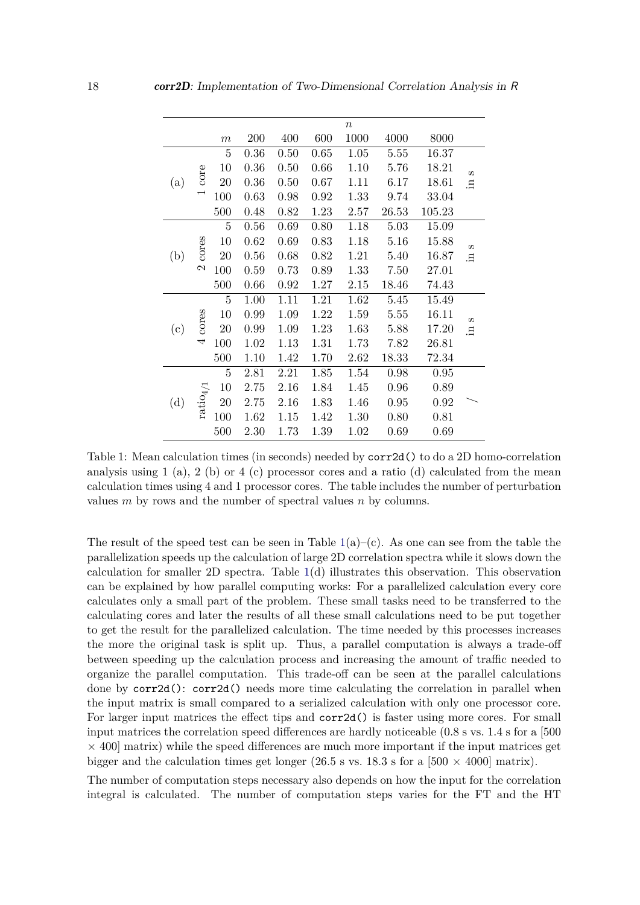| | | | $n$ | | | | | | |
|---|---|---|---|---|---|---|---|---|---|
| | | $m$ | 200 | 400 | 600 | 1000 | 4000 | 8000 | |
| (a) | 1 core | 5 | 0.36 | 0.50 | 0.65 | 1.05 | 5.55 | 16.37 | in s |
| | | 10 | 0.36 | 0.50 | 0.66 | 1.10 | 5.76 | 18.21 | |
| | | 20 | 0.36 | 0.50 | 0.67 | 1.11 | 6.17 | 18.61 | |
| | | 100 | 0.63 | 0.98 | 0.92 | 1.33 | 9.74 | 33.04 | |
| | | 500 | 0.48 | 0.82 | 1.23 | 2.57 | 26.53 | 105.23 | |
| (b) | 2 cores | 5 | 0.56 | 0.69 | 0.80 | 1.18 | 5.03 | 15.09 | in s |
| | | 10 | 0.62 | 0.69 | 0.83 | 1.18 | 5.16 | 15.88 | |
| | | 20 | 0.56 | 0.68 | 0.82 | 1.21 | 5.40 | 16.87 | |
| | | 100 | 0.59 | 0.73 | 0.89 | 1.33 | 7.50 | 27.01 | |
| | | 500 | 0.66 | 0.92 | 1.27 | 2.15 | 18.46 | 74.43 | |
| (c) | 4 cores | 5 | 1.00 | 1.11 | 1.21 | 1.62 | 5.45 | 15.49 | in s |
| | | 10 | 0.99 | 1.09 | 1.22 | 1.59 | 5.55 | 16.11 | |
| | | 20 | 0.99 | 1.09 | 1.23 | 1.63 | 5.88 | 17.20 | |
| | | 100 | 1.02 | 1.13 | 1.31 | 1.73 | 7.82 | 26.81 | |
| | | 500 | 1.10 | 1.42 | 1.70 | 2.62 | 18.33 | 72.34 | |
| (d) | $\text{ratio}_{4/1}$ | 5 | 2.81 | 2.21 | 1.85 | 1.54 | 0.98 | 0.95 | / |
| | | 10 | 2.75 | 2.16 | 1.84 | 1.45 | 0.96 | 0.89 | |
| | | 20 | 2.75 | 2.16 | 1.83 | 1.46 | 0.95 | 0.92 | |
| | | 100 | 1.62 | 1.15 | 1.42 | 1.30 | 0.80 | 0.81 | |
| | | 500 | 2.30 | 1.73 | 1.39 | 1.02 | 0.69 | 0.69 | |

Table 1: Mean calculation times (in seconds) needed by `corr2d()` to do a 2D homo-correlation analysis using 1 (a), 2 (b) or 4 (c) processor cores and a ratio (d) calculated from the mean calculation times using 4 and 1 processor cores. The table includes the number of perturbation values $m$ by rows and the number of spectral values $n$ by columns.

The result of the speed test can be seen in Table 1(a)–(c). As one can see from the table the parallelization speeds up the calculation of large 2D correlation spectra while it slows down the calculation for smaller 2D spectra. Table 1(d) illustrates this observation. This observation can be explained by how parallel computing works: For a parallelized calculation every core calculates only a small part of the problem. These small tasks need to be transferred to the calculating cores and later the results of all these small calculations need to be put together to get the result for the parallelized calculation. The time needed by this processes increases the more the original task is split up. Thus, a parallel computation is always a trade-off between speeding up the calculation process and increasing the amount of traffic needed to organize the parallel computation. This trade-off can be seen at the parallel calculations done by `corr2d()`: `corr2d()` needs more time calculating the correlation in parallel when the input matrix is small compared to a serialized calculation with only one processor core. For larger input matrices the effect tips and `corr2d()` is faster using more cores. For small input matrices the correlation speed differences are hardly noticeable (0.8 s vs. 1.4 s for a [500 $\times$ 400] matrix) while the speed differences are much more important if the input matrices get bigger and the calculation times get longer (26.5 s vs. 18.3 s for a [500 $\times$ 4000] matrix).

The number of computation steps necessary also depends on how the input for the correlation integral is calculated. The number of computation steps varies for the FT and the HT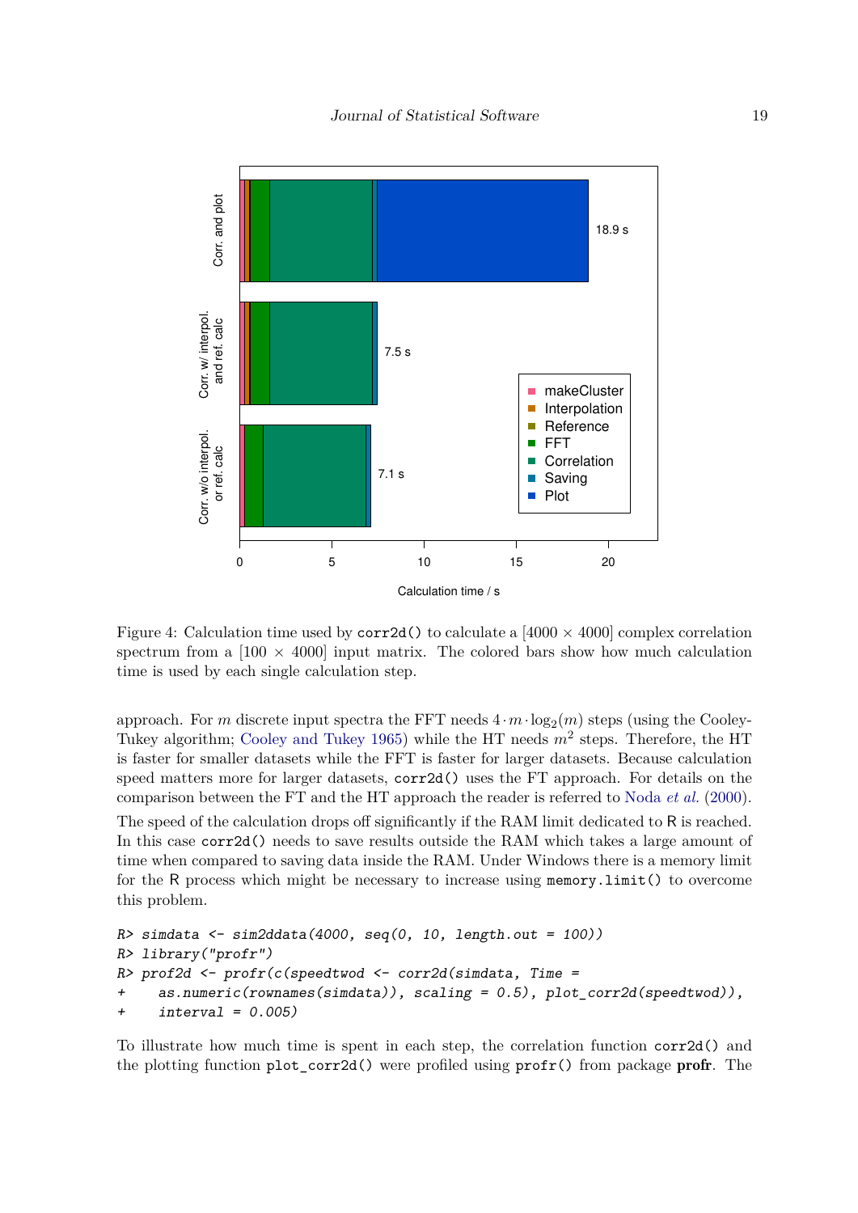Figure 4: Calculation time used by corr2d() to calculate a [4000 × 4000] complex correlation spectrum from a [100 × 4000] input matrix. The colored bars show how much calculation time is used by each single calculation step.

approach. For $m$ discrete input spectra the FFT needs $4 \cdot m \cdot \log_2(m)$ steps (using the Cooley-Tukey algorithm; Cooley and Tukey 1965) while the HT needs $m^2$ steps. Therefore, the HT is faster for smaller datasets while the FFT is faster for larger datasets. Because calculation speed matters more for larger datasets, corr2d() uses the FT approach. For details on the comparison between the FT and the HT approach the reader is referred to Noda *et al.* (2000).

The speed of the calculation drops off significantly if the RAM limit dedicated to R is reached. In this case corr2d() needs to save results outside the RAM which takes a large amount of time when compared to saving data inside the RAM. Under Windows there is a memory limit for the R process which might be necessary to increase using memory.limit() to overcome this problem.

```
R> simdata <- sim2ddata(4000, seq(0, 10, length.out = 100))
R> library("profr")
R> prof2d <- profr(c(speedtwod <- corr2d(simdata, Time =
+     as.numeric(rownames(simdata)), scaling = 0.5), plot_corr2d(speedtwod)),
+     interval = 0.005)
```

To illustrate how much time is spent in each step, the correlation function corr2d() and the plotting function plot_corr2d() were profiled using profr() from package **profr**. The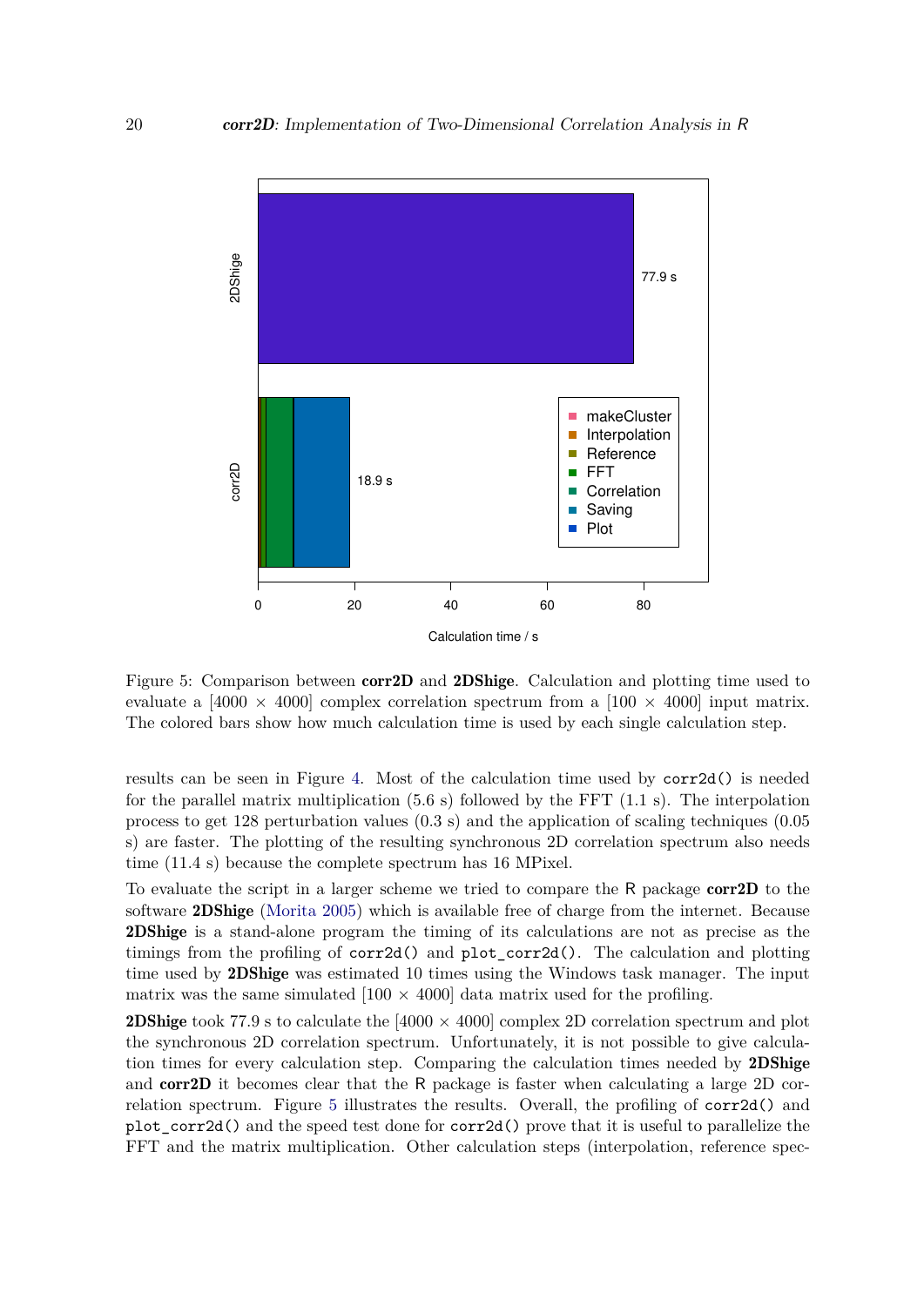Figure 5: Comparison between **corr2D** and **2DShige**. Calculation and plotting time used to evaluate a [4000 × 4000] complex correlation spectrum from a [100 × 4000] input matrix. The colored bars show how much calculation time is used by each single calculation step.

results can be seen in Figure 4. Most of the calculation time used by `corr2d()` is needed for the parallel matrix multiplication (5.6 s) followed by the FFT (1.1 s). The interpolation process to get 128 perturbation values (0.3 s) and the application of scaling techniques (0.05 s) are faster. The plotting of the resulting synchronous 2D correlation spectrum also needs time (11.4 s) because the complete spectrum has 16 MPixel.

To evaluate the script in a larger scheme we tried to compare the R package **corr2D** to the software **2DShige** (Morita 2005) which is available free of charge from the internet. Because **2DShige** is a stand-alone program the timing of its calculations are not as precise as the timings from the profiling of `corr2d()` and `plot_corr2d()`. The calculation and plotting time used by **2DShige** was estimated 10 times using the Windows task manager. The input matrix was the same simulated [100 × 4000] data matrix used for the profiling.

**2DShige** took 77.9 s to calculate the [4000 × 4000] complex 2D correlation spectrum and plot the synchronous 2D correlation spectrum. Unfortunately, it is not possible to give calculation times for every calculation step. Comparing the calculation times needed by **2DShige** and **corr2D** it becomes clear that the R package is faster when calculating a large 2D correlation spectrum. Figure 5 illustrates the results. Overall, the profiling of `corr2d()` and `plot_corr2d()` and the speed test done for `corr2d()` prove that it is useful to parallelize the FFT and the matrix multiplication. Other calculation steps (interpolation, reference spec-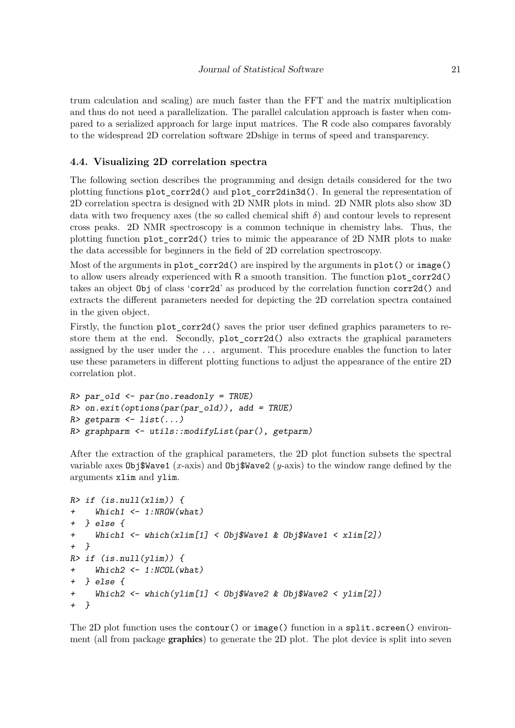trum calculation and scaling) are much faster than the FFT and the matrix multiplication and thus do not need a parallelization. The parallel calculation approach is faster when compared to a serialized approach for large input matrices. The R code also compares favorably to the widespread 2D correlation software 2Dshige in terms of speed and transparency.

### 4.4. Visualizing 2D correlation spectra

The following section describes the programming and design details considered for the two plotting functions `plot_corr2d()` and `plot_corr2din3d()`. In general the representation of 2D correlation spectra is designed with 2D NMR plots in mind. 2D NMR plots also show 3D data with two frequency axes (the so called chemical shift $\delta$) and contour levels to represent cross peaks. 2D NMR spectroscopy is a common technique in chemistry labs. Thus, the plotting function `plot_corr2d()` tries to mimic the appearance of 2D NMR plots to make the data accessible for beginners in the field of 2D correlation spectroscopy.

Most of the arguments in `plot_corr2d()` are inspired by the arguments in `plot()` or `image()` to allow users already experienced with R a smooth transition. The function `plot_corr2d()` takes an object `Obj` of class '`corr2d`' as produced by the correlation function `corr2d()` and extracts the different parameters needed for depicting the 2D correlation spectra contained in the given object.

Firstly, the function `plot_corr2d()` saves the prior user defined graphics parameters to restore them at the end. Secondly, `plot_corr2d()` also extracts the graphical parameters assigned by the user under the `...` argument. This procedure enables the function to later use these parameters in different plotting functions to adjust the appearance of the entire 2D correlation plot.

```
R> par_old <- par(no.readonly = TRUE)
R> on.exit(options(par(par_old)), add = TRUE)
R> getparm <- list(...)
R> graphparm <- utils::modifyList(par(), getparm)
```

After the extraction of the graphical parameters, the 2D plot function subsets the spectral variable axes `Obj$Wave1` ($x$-axis) and `Obj$Wave2` ($y$-axis) to the window range defined by the arguments `xlim` and `ylim`.

```
R> if (is.null(xlim)) {
+    Which1 <- 1:NROW(what)
+  } else {
+    Which1 <- which(xlim[1] < Obj$Wave1 & Obj$Wave1 < xlim[2])
+  }
R> if (is.null(ylim)) {
+    Which2 <- 1:NCOL(what)
+  } else {
+    Which2 <- which(ylim[1] < Obj$Wave2 & Obj$Wave2 < ylim[2])
+  }
```

The 2D plot function uses the `contour()` or `image()` function in a `split.screen()` environment (all from package **graphics**) to generate the 2D plot. The plot device is split into seven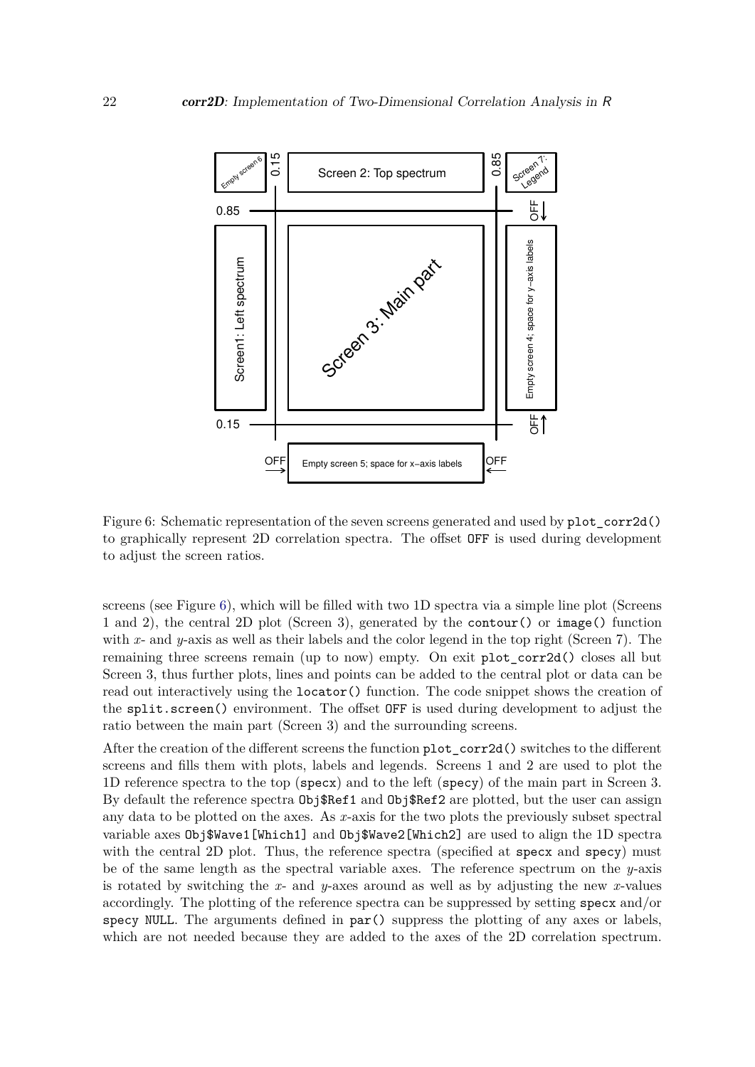Figure 6: Schematic representation of the seven screens generated and used by `plot_corr2d()` to graphically represent 2D correlation spectra. The offset `OFF` is used during development to adjust the screen ratios.

screens (see Figure 6), which will be filled with two 1D spectra via a simple line plot (Screens 1 and 2), the central 2D plot (Screen 3), generated by the `contour()` or `image()` function with $x$- and $y$-axis as well as their labels and the color legend in the top right (Screen 7). The remaining three screens remain (up to now) empty. On exit `plot_corr2d()` closes all but Screen 3, thus further plots, lines and points can be added to the central plot or data can be read out interactively using the `locator()` function. The code snippet shows the creation of the `split.screen()` environment. The offset `OFF` is used during development to adjust the ratio between the main part (Screen 3) and the surrounding screens.

After the creation of the different screens the function `plot_corr2d()` switches to the different screens and fills them with plots, labels and legends. Screens 1 and 2 are used to plot the 1D reference spectra to the top (`specx`) and to the left (`specy`) of the main part in Screen 3. By default the reference spectra `Obj$Ref1` and `Obj$Ref2` are plotted, but the user can assign any data to be plotted on the axes. As $x$-axis for the two plots the previously subset spectral variable axes `Obj$Wave1[Which1]` and `Obj$Wave2[Which2]` are used to align the 1D spectra with the central 2D plot. Thus, the reference spectra (specified at `specx` and `specy`) must be of the same length as the spectral variable axes. The reference spectrum on the $y$-axis is rotated by switching the $x$- and $y$-axes around as well as by adjusting the new $x$-values accordingly. The plotting of the reference spectra can be suppressed by setting `specx` and/or `specy NULL`. The arguments defined in `par()` suppress the plotting of any axes or labels, which are not needed because they are added to the axes of the 2D correlation spectrum.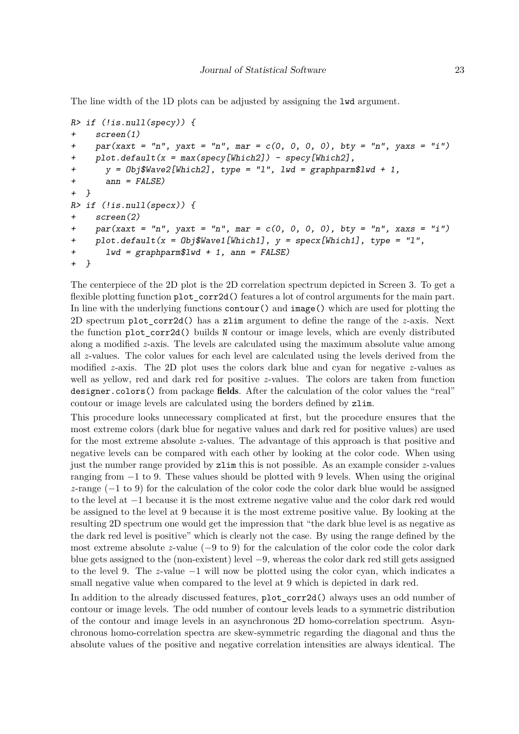The line width of the 1D plots can be adjusted by assigning the `lwd` argument.

```
R> if (!is.null(specy)) {
+    screen(1)
+    par(xaxt = "n", yaxt = "n", mar = c(0, 0, 0, 0), bty = "n", yaxs = "i")
+    plot.default(x = max(specy[Which2]) - specy[Which2],
+      y = Obj$Wave2[Which2], type = "l", lwd = graphparm$lwd + 1,
+      ann = FALSE)
+ }
R> if (!is.null(specx)) {
+    screen(2)
+    par(xaxt = "n", yaxt = "n", mar = c(0, 0, 0, 0), bty = "n", xaxs = "i")
+    plot.default(x = Obj$Wave1[Which1], y = specx[Which1], type = "l",
+      lwd = graphparm$lwd + 1, ann = FALSE)
+ }
```

The centerpiece of the 2D plot is the 2D correlation spectrum depicted in Screen 3. To get a flexible plotting function `plot_corr2d()` features a lot of control arguments for the main part. In line with the underlying functions `contour()` and `image()` which are used for plotting the 2D spectrum `plot_corr2d()` has a `zlim` argument to define the range of the $z$-axis. Next the function `plot_corr2d()` builds `N` contour or image levels, which are evenly distributed along a modified $z$-axis. The levels are calculated using the maximum absolute value among all $z$-values. The color values for each level are calculated using the levels derived from the modified $z$-axis. The 2D plot uses the colors dark blue and cyan for negative $z$-values as well as yellow, red and dark red for positive $z$-values. The colors are taken from function `designer.colors()` from package **fields**. After the calculation of the color values the "real" contour or image levels are calculated using the borders defined by `zlim`.

This procedure looks unnecessary complicated at first, but the procedure ensures that the most extreme colors (dark blue for negative values and dark red for positive values) are used for the most extreme absolute $z$-values. The advantage of this approach is that positive and negative levels can be compared with each other by looking at the color code. When using just the number range provided by `zlim` this is not possible. As an example consider $z$-values ranging from $-1$ to 9. These values should be plotted with 9 levels. When using the original $z$-range ($-1$ to 9) for the calculation of the color code the color dark blue would be assigned to the level at $-1$ because it is the most extreme negative value and the color dark red would be assigned to the level at 9 because it is the most extreme positive value. By looking at the resulting 2D spectrum one would get the impression that "the dark blue level is as negative as the dark red level is positive" which is clearly not the case. By using the range defined by the most extreme absolute $z$-value ($-9$ to 9) for the calculation of the color code the color dark blue gets assigned to the (non-existent) level $-9$, whereas the color dark red still gets assigned to the level 9. The $z$-value $-1$ will now be plotted using the color cyan, which indicates a small negative value when compared to the level at 9 which is depicted in dark red.

In addition to the already discussed features, `plot_corr2d()` always uses an odd number of contour or image levels. The odd number of contour levels leads to a symmetric distribution of the contour and image levels in an asynchronous 2D homo-correlation spectrum. Asynchronous homo-correlation spectra are skew-symmetric regarding the diagonal and thus the absolute values of the positive and negative correlation intensities are always identical. The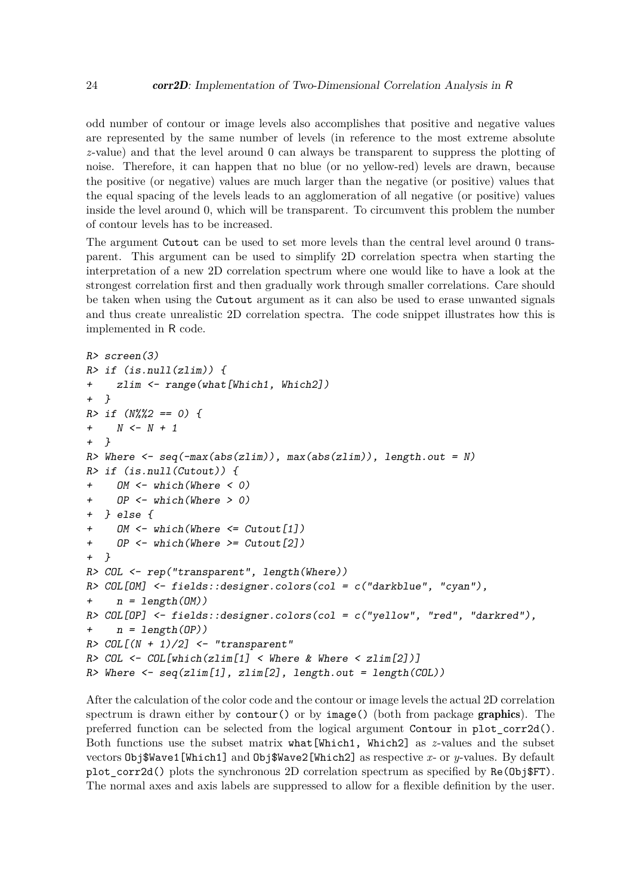odd number of contour or image levels also accomplishes that positive and negative values are represented by the same number of levels (in reference to the most extreme absolute $z$-value) and that the level around 0 can always be transparent to suppress the plotting of noise. Therefore, it can happen that no blue (or no yellow-red) levels are drawn, because the positive (or negative) values are much larger than the negative (or positive) values that the equal spacing of the levels leads to an agglomeration of all negative (or positive) values inside the level around 0, which will be transparent. To circumvent this problem the number of contour levels has to be increased.

The argument `Cutout` can be used to set more levels than the central level around 0 transparent. This argument can be used to simplify 2D correlation spectra when starting the interpretation of a new 2D correlation spectrum where one would like to have a look at the strongest correlation first and then gradually work through smaller correlations. Care should be taken when using the `Cutout` argument as it can also be used to erase unwanted signals and thus create unrealistic 2D correlation spectra. The code snippet illustrates how this is implemented in R code.

```
R> screen(3)
R> if (is.null(zlim)) {
+    zlim <- range(what[Which1, Which2])
+ }
R> if (N%%2 == 0) {
+    N <- N + 1
+ }
R> Where <- seq(-max(abs(zlim)), max(abs(zlim)), length.out = N)
R> if (is.null(Cutout)) {
+    OM <- which(Where < 0)
+    OP <- which(Where > 0)
+ } else {
+    OM <- which(Where <= Cutout[1])
+    OP <- which(Where >= Cutout[2])
+ }
R> COL <- rep("transparent", length(Where))
R> COL[OM] <- fields::designer.colors(col = c("darkblue", "cyan"),
+    n = length(OM))
R> COL[OP] <- fields::designer.colors(col = c("yellow", "red", "darkred"),
+    n = length(OP))
R> COL[(N + 1)/2] <- "transparent"
R> COL <- COL[which(zlim[1] < Where & Where < zlim[2])]
R> Where <- seq(zlim[1], zlim[2], length.out = length(COL))
```

After the calculation of the color code and the contour or image levels the actual 2D correlation spectrum is drawn either by `contour()` or by `image()` (both from package **graphics**). The preferred function can be selected from the logical argument `Contour` in `plot_corr2d()`. Both functions use the subset matrix `what[Which1, Which2]` as $z$-values and the subset vectors `Obj$Wave1[Which1]` and `Obj$Wave2[Which2]` as respective $x$- or $y$-values. By default `plot_corr2d()` plots the synchronous 2D correlation spectrum as specified by `Re(Obj$FT)`. The normal axes and axis labels are suppressed to allow for a flexible definition by the user.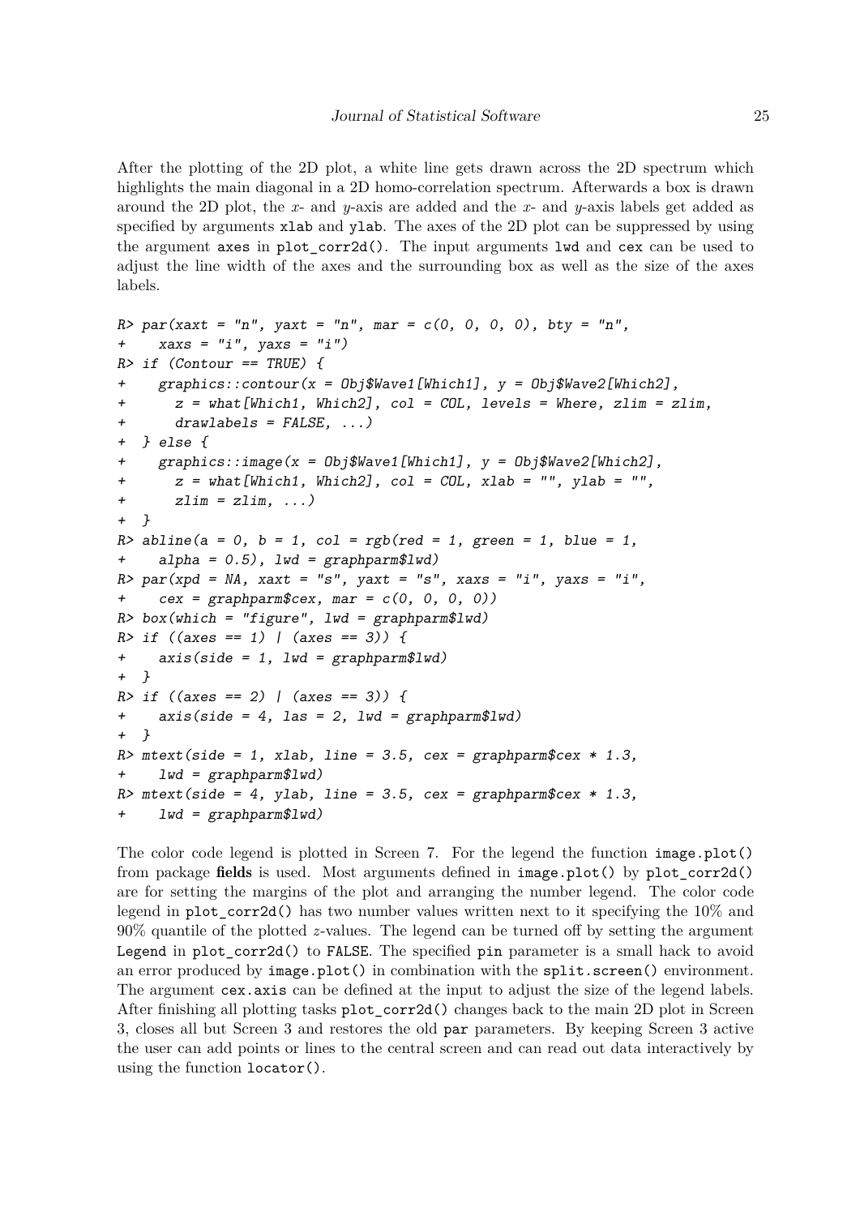After the plotting of the 2D plot, a white line gets drawn across the 2D spectrum which highlights the main diagonal in a 2D homo-correlation spectrum. Afterwards a box is drawn around the 2D plot, the $x$- and $y$-axis are added and the $x$- and $y$-axis labels get added as specified by arguments `xlab` and `ylab`. The axes of the 2D plot can be suppressed by using the argument `axes` in `plot_corr2d()`. The input arguments `lwd` and `cex` can be used to adjust the line width of the axes and the surrounding box as well as the size of the axes labels.

```
R> par(xaxt = "n", yaxt = "n", mar = c(0, 0, 0, 0), bty = "n",
+    xaxs = "i", yaxs = "i")
R> if (Contour == TRUE) {
+    graphics::contour(x = Obj$Wave1[Which1], y = Obj$Wave2[Which2],
+      z = what[Which1, Which2], col = COL, levels = Where, zlim = zlim,
+      drawlabels = FALSE, ...)
+  } else {
+    graphics::image(x = Obj$Wave1[Which1], y = Obj$Wave2[Which2],
+      z = what[Which1, Which2], col = COL, xlab = "", ylab = "",
+      zlim = zlim, ...)
+  }
R> abline(a = 0, b = 1, col = rgb(red = 1, green = 1, blue = 1,
+    alpha = 0.5), lwd = graphparm$lwd)
R> par(xpd = NA, xaxt = "s", yaxt = "s", xaxs = "i", yaxs = "i",
+    cex = graphparm$cex, mar = c(0, 0, 0, 0))
R> box(which = "figure", lwd = graphparm$lwd)
R> if ((axes == 1) | (axes == 3)) {
+    axis(side = 1, lwd = graphparm$lwd)
+  }
R> if ((axes == 2) | (axes == 3)) {
+    axis(side = 4, las = 2, lwd = graphparm$lwd)
+  }
R> mtext(side = 1, xlab, line = 3.5, cex = graphparm$cex * 1.3,
+    lwd = graphparm$lwd)
R> mtext(side = 4, ylab, line = 3.5, cex = graphparm$cex * 1.3,
+    lwd = graphparm$lwd)
```

The color code legend is plotted in Screen 7. For the legend the function `image.plot()` from package **fields** is used. Most arguments defined in `image.plot()` by `plot_corr2d()` are for setting the margins of the plot and arranging the number legend. The color code legend in `plot_corr2d()` has two number values written next to it specifying the 10% and 90% quantile of the plotted $z$-values. The legend can be turned off by setting the argument `Legend` in `plot_corr2d()` to `FALSE`. The specified `pin` parameter is a small hack to avoid an error produced by `image.plot()` in combination with the `split.screen()` environment. The argument `cex.axis` can be defined at the input to adjust the size of the legend labels. After finishing all plotting tasks `plot_corr2d()` changes back to the main 2D plot in Screen 3, closes all but Screen 3 and restores the old `par` parameters. By keeping Screen 3 active the user can add points or lines to the central screen and can read out data interactively by using the function `locator()`.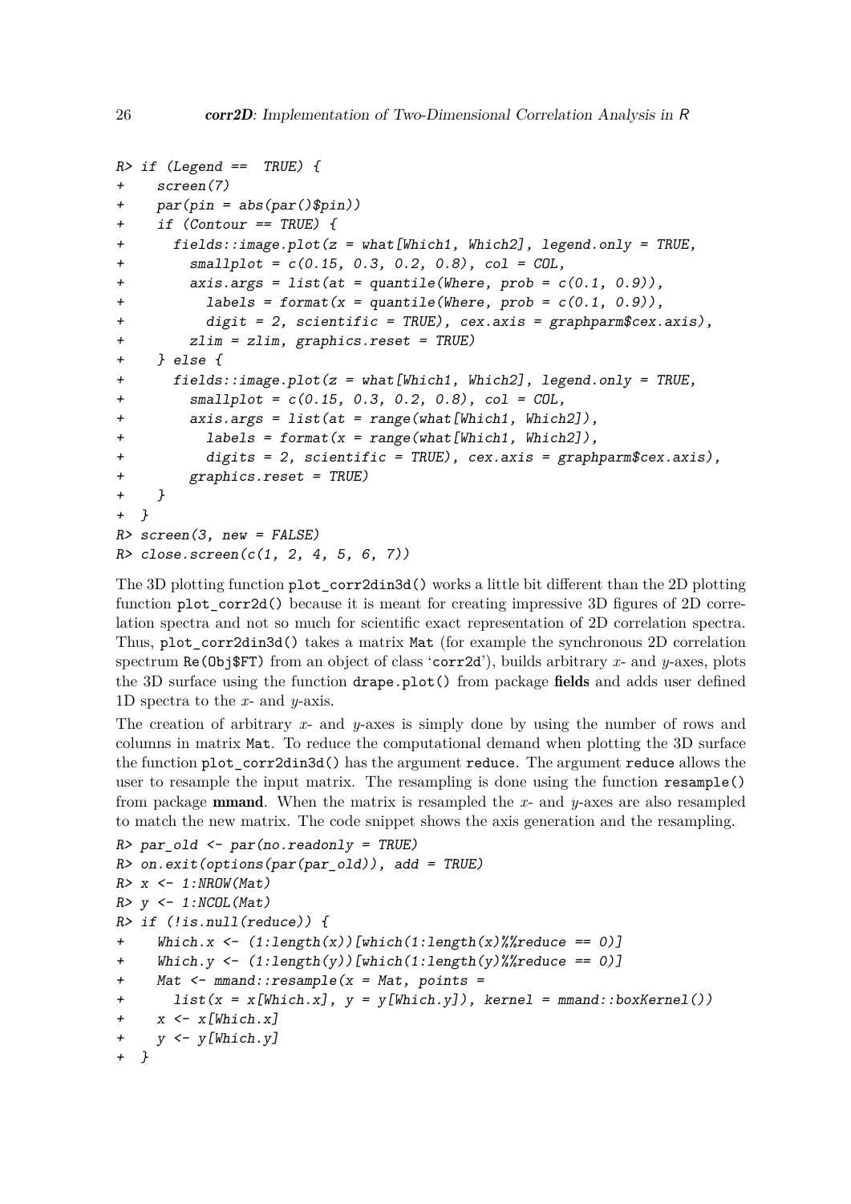```
R> if (Legend ==  TRUE) {
+    screen(7)
+    par(pin = abs(par()$pin))
+    if (Contour == TRUE) {
+      fields::image.plot(z = what[Which1, Which2], legend.only = TRUE,
+        smallplot = c(0.15, 0.3, 0.2, 0.8), col = COL,
+        axis.args = list(at = quantile(Where, prob = c(0.1, 0.9)),
+          labels = format(x = quantile(Where, prob = c(0.1, 0.9)),
+          digit = 2, scientific = TRUE), cex.axis = graphparm$cex.axis),
+        zlim = zlim, graphics.reset = TRUE)
+    } else {
+      fields::image.plot(z = what[Which1, Which2], legend.only = TRUE,
+        smallplot = c(0.15, 0.3, 0.2, 0.8), col = COL,
+        axis.args = list(at = range(what[Which1, Which2]),
+          labels = format(x = range(what[Which1, Which2]),
+          digits = 2, scientific = TRUE), cex.axis = graphparm$cex.axis),
+        graphics.reset = TRUE)
+    }
+  }
R> screen(3, new = FALSE)
R> close.screen(c(1, 2, 4, 5, 6, 7))
```

The 3D plotting function `plot_corr2din3d()` works a little bit different than the 2D plotting function `plot_corr2d()` because it is meant for creating impressive 3D figures of 2D correlation spectra and not so much for scientific exact representation of 2D correlation spectra. Thus, `plot_corr2din3d()` takes a matrix `Mat` (for example the synchronous 2D correlation spectrum `Re(Obj$FT)` from an object of class '`corr2d`'), builds arbitrary $x$- and $y$-axes, plots the 3D surface using the function `drape.plot()` from package **fields** and adds user defined 1D spectra to the $x$- and $y$-axis.

The creation of arbitrary $x$- and $y$-axes is simply done by using the number of rows and columns in matrix `Mat`. To reduce the computational demand when plotting the 3D surface the function `plot_corr2din3d()` has the argument `reduce`. The argument `reduce` allows the user to resample the input matrix. The resampling is done using the function `resample()` from package **mmand**. When the matrix is resampled the $x$- and $y$-axes are also resampled to match the new matrix. The code snippet shows the axis generation and the resampling.

```
R> par_old <- par(no.readonly = TRUE)
R> on.exit(options(par(par_old)), add = TRUE)
R> x <- 1:NROW(Mat)
R> y <- 1:NCOL(Mat)
R> if (!is.null(reduce)) {
+    Which.x <- (1:length(x))[which(1:length(x)%%reduce == 0)]
+    Which.y <- (1:length(y))[which(1:length(y)%%reduce == 0)]
+    Mat <- mmand::resample(x = Mat, points =
+      list(x = x[Which.x], y = y[Which.y]), kernel = mmand::boxKernel())
+    x <- x[Which.x]
+    y <- y[Which.y]
+  }
```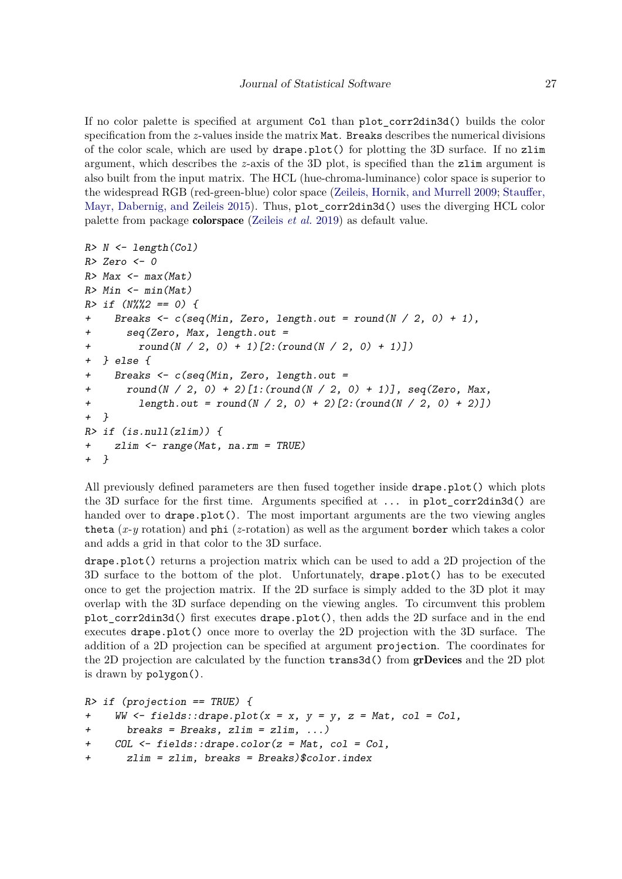If no color palette is specified at argument `Col` than `plot_corr2din3d()` builds the color specification from the $z$-values inside the matrix `Mat`. `Breaks` describes the numerical divisions of the color scale, which are used by `drape.plot()` for plotting the 3D surface. If no `zlim` argument, which describes the $z$-axis of the 3D plot, is specified than the `zlim` argument is also built from the input matrix. The HCL (hue-chroma-luminance) color space is superior to the widespread RGB (red-green-blue) color space (Zeileis, Hornik, and Murrell 2009; Stauffer, Mayr, Dabernig, and Zeileis 2015). Thus, `plot_corr2din3d()` uses the diverging HCL color palette from package **colorspace** (Zeileis *et al.* 2019) as default value.

```
R> N <- length(Col)
R> Zero <- 0
R> Max <- max(Mat)
R> Min <- min(Mat)
R> if (N%%2 == 0) {
+    Breaks <- c(seq(Min, Zero, length.out = round(N / 2, 0) + 1),
+      seq(Zero, Max, length.out =
+        round(N / 2, 0) + 1)[2:(round(N / 2, 0) + 1)])
+  } else {
+    Breaks <- c(seq(Min, Zero, length.out =
+      round(N / 2, 0) + 2)[1:(round(N / 2, 0) + 1)], seq(Zero, Max,
+        length.out = round(N / 2, 0) + 2)[2:(round(N / 2, 0) + 2)])
+  }
R> if (is.null(zlim)) {
+    zlim <- range(Mat, na.rm = TRUE)
+  }
```

All previously defined parameters are then fused together inside `drape.plot()` which plots the 3D surface for the first time. Arguments specified at `...` in `plot_corr2din3d()` are handed over to `drape.plot()`. The most important arguments are the two viewing angles `theta` ($x$-$y$ rotation) and `phi` ($z$-rotation) as well as the argument `border` which takes a color and adds a grid in that color to the 3D surface.

`drape.plot()` returns a projection matrix which can be used to add a 2D projection of the 3D surface to the bottom of the plot. Unfortunately, `drape.plot()` has to be executed once to get the projection matrix. If the 2D surface is simply added to the 3D plot it may overlap with the 3D surface depending on the viewing angles. To circumvent this problem `plot_corr2din3d()` first executes `drape.plot()`, then adds the 2D surface and in the end executes `drape.plot()` once more to overlay the 2D projection with the 3D surface. The addition of a 2D projection can be specified at argument `projection`. The coordinates for the 2D projection are calculated by the function `trans3d()` from **grDevices** and the 2D plot is drawn by `polygon()`.

```
R> if (projection == TRUE) {
+    WW <- fields::drape.plot(x = x, y = y, z = Mat, col = Col,
+      breaks = Breaks, zlim = zlim, ...)
+    COL <- fields::drape.color(z = Mat, col = Col,
+      zlim = zlim, breaks = Breaks)$color.index
```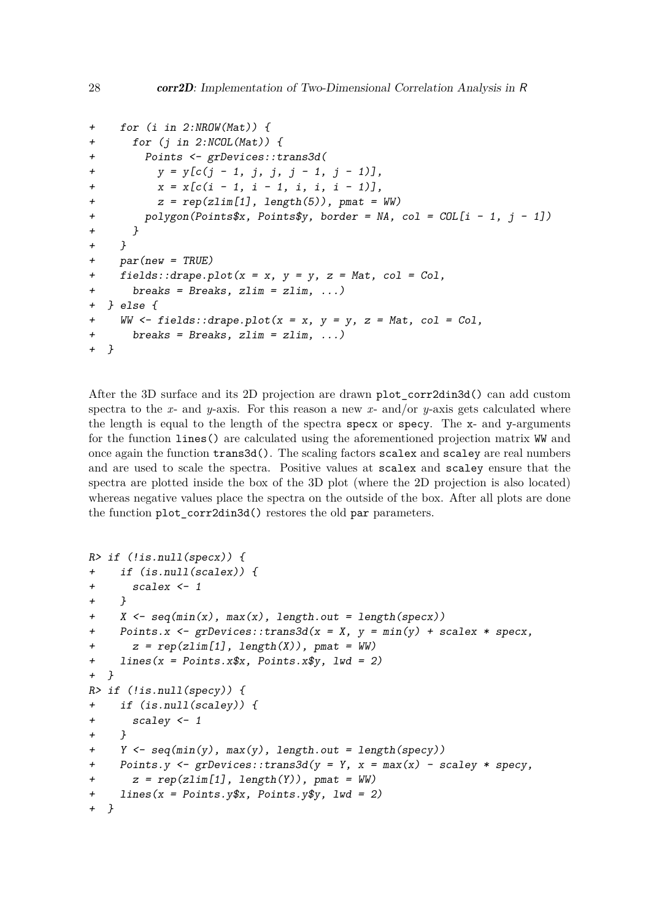```
+    for (i in 2:NROW(Mat)) {
+      for (j in 2:NCOL(Mat)) {
+        Points <- grDevices::trans3d(
+          y = y[c(j - 1, j, j, j - 1, j - 1)],
+          x = x[c(i - 1, i - 1, i, i, i - 1)],
+          z = rep(zlim[1], length(5)), pmat = WW)
+        polygon(Points$x, Points$y, border = NA, col = COL[i - 1, j - 1])
+      }
+    }
+    par(new = TRUE)
+    fields::drape.plot(x = x, y = y, z = Mat, col = Col,
+      breaks = Breaks, zlim = zlim, ...)
+  } else {
+    WW <- fields::drape.plot(x = x, y = y, z = Mat, col = Col,
+      breaks = Breaks, zlim = zlim, ...)
+  }
```

After the 3D surface and its 2D projection are drawn `plot_corr2din3d()` can add custom spectra to the $x$- and $y$-axis. For this reason a new $x$- and/or $y$-axis gets calculated where the length is equal to the length of the spectra `specx` or `specy`. The `x`- and `y`-arguments for the function `lines()` are calculated using the aforementioned projection matrix `WW` and once again the function `trans3d()`. The scaling factors `scalex` and `scaley` are real numbers and are used to scale the spectra. Positive values at `scalex` and `scaley` ensure that the spectra are plotted inside the box of the 3D plot (where the 2D projection is also located) whereas negative values place the spectra on the outside of the box. After all plots are done the function `plot_corr2din3d()` restores the old `par` parameters.

```
R> if (!is.null(specx)) {
+    if (is.null(scalex)) {
+      scalex <- 1
+    }
+    X <- seq(min(x), max(x), length.out = length(specx))
+    Points.x <- grDevices::trans3d(x = X, y = min(y) + scalex * specx,
+      z = rep(zlim[1], length(X)), pmat = WW)
+    lines(x = Points.x$x, Points.x$y, lwd = 2)
+  }
R> if (!is.null(specy)) {
+    if (is.null(scaley)) {
+      scaley <- 1
+    }
+    Y <- seq(min(y), max(y), length.out = length(specy))
+    Points.y <- grDevices::trans3d(y = Y, x = max(x) - scaley * specy,
+      z = rep(zlim[1], length(Y)), pmat = WW)
+    lines(x = Points.y$x, Points.y$y, lwd = 2)
+  }
```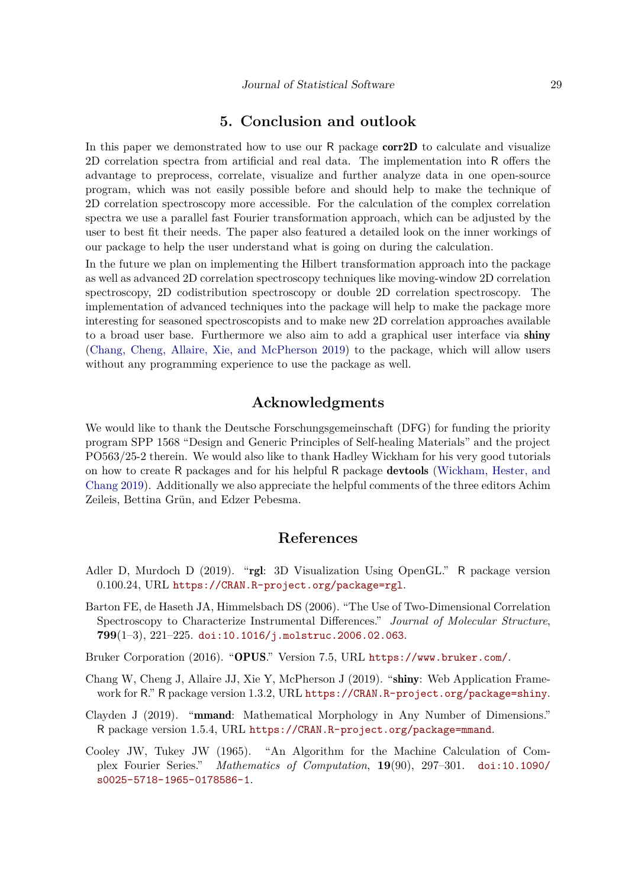# 5. Conclusion and outlook

In this paper we demonstrated how to use our R package **corr2D** to calculate and visualize 2D correlation spectra from artificial and real data. The implementation into R offers the advantage to preprocess, correlate, visualize and further analyze data in one open-source program, which was not easily possible before and should help to make the technique of 2D correlation spectroscopy more accessible. For the calculation of the complex correlation spectra we use a parallel fast Fourier transformation approach, which can be adjusted by the user to best fit their needs. The paper also featured a detailed look on the inner workings of our package to help the user understand what is going on during the calculation.

In the future we plan on implementing the Hilbert transformation approach into the package as well as advanced 2D correlation spectroscopy techniques like moving-window 2D correlation spectroscopy, 2D codistribution spectroscopy or double 2D correlation spectroscopy. The implementation of advanced techniques into the package will help to make the package more interesting for seasoned spectroscopists and to make new 2D correlation approaches available to a broad user base. Furthermore we also aim to add a graphical user interface via **shiny** (Chang, Cheng, Allaire, Xie, and McPherson 2019) to the package, which will allow users without any programming experience to use the package as well.

# Acknowledgments

We would like to thank the Deutsche Forschungsgemeinschaft (DFG) for funding the priority program SPP 1568 "Design and Generic Principles of Self-healing Materials" and the project PO563/25-2 therein. We would also like to thank Hadley Wickham for his very good tutorials on how to create R packages and for his helpful R package **devtools** (Wickham, Hester, and Chang 2019). Additionally we also appreciate the helpful comments of the three editors Achim Zeileis, Bettina Grün, and Edzer Pebesma.

# References

Adler D, Murdoch D (2019). "**rgl**: 3D Visualization Using OpenGL." R package version 0.100.24, URL `https://CRAN.R-project.org/package=rgl`.

Barton FE, de Haseth JA, Himmelsbach DS (2006). "The Use of Two-Dimensional Correlation Spectroscopy to Characterize Instrumental Differences." *Journal of Molecular Structure*, **799**(1–3), 221–225. `doi:10.1016/j.molstruc.2006.02.063`.

Bruker Corporation (2016). "**OPUS**." Version 7.5, URL `https://www.bruker.com/`.

Chang W, Cheng J, Allaire JJ, Xie Y, McPherson J (2019). "**shiny**: Web Application Framework for R." R package version 1.3.2, URL `https://CRAN.R-project.org/package=shiny`.

Clayden J (2019). "**mmand**: Mathematical Morphology in Any Number of Dimensions." R package version 1.5.4, URL `https://CRAN.R-project.org/package=mmand`.

Cooley JW, Tukey JW (1965). "An Algorithm for the Machine Calculation of Complex Fourier Series." *Mathematics of Computation*, **19**(90), 297–301. `doi:10.1090/s0025-5718-1965-0178586-1`.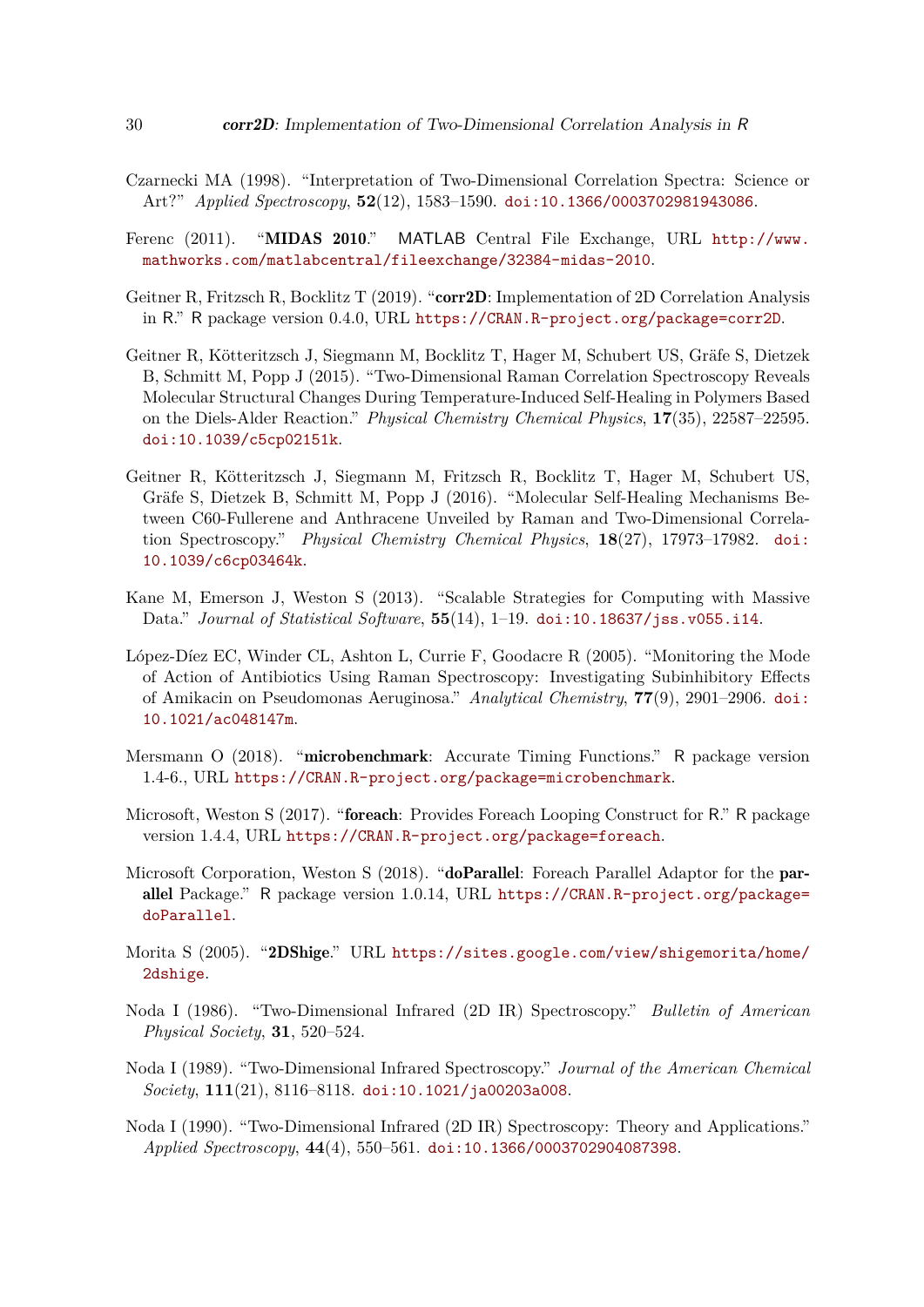Czarnecki MA (1998). "Interpretation of Two-Dimensional Correlation Spectra: Science or Art?" *Applied Spectroscopy*, **52**(12), 1583–1590. doi:10.1366/0003702981943086.

Ferenc (2011). "**MIDAS 2010**." MATLAB Central File Exchange, URL http://www.mathworks.com/matlabcentral/fileexchange/32384-midas-2010.

Geitner R, Fritzsch R, Bocklitz T (2019). "**corr2D**: Implementation of 2D Correlation Analysis in R." R package version 0.4.0, URL https://CRAN.R-project.org/package=corr2D.

Geitner R, Kötteritzsch J, Siegmann M, Bocklitz T, Hager M, Schubert US, Gräfe S, Dietzek B, Schmitt M, Popp J (2015). "Two-Dimensional Raman Correlation Spectroscopy Reveals Molecular Structural Changes During Temperature-Induced Self-Healing in Polymers Based on the Diels-Alder Reaction." *Physical Chemistry Chemical Physics*, **17**(35), 22587–22595. doi:10.1039/c5cp02151k.

Geitner R, Kötteritzsch J, Siegmann M, Fritzsch R, Bocklitz T, Hager M, Schubert US, Gräfe S, Dietzek B, Schmitt M, Popp J (2016). "Molecular Self-Healing Mechanisms Between C60-Fullerene and Anthracene Unveiled by Raman and Two-Dimensional Correlation Spectroscopy." *Physical Chemistry Chemical Physics*, **18**(27), 17973–17982. doi:10.1039/c6cp03464k.

Kane M, Emerson J, Weston S (2013). "Scalable Strategies for Computing with Massive Data." *Journal of Statistical Software*, **55**(14), 1–19. doi:10.18637/jss.v055.i14.

López-Díez EC, Winder CL, Ashton L, Currie F, Goodacre R (2005). "Monitoring the Mode of Action of Antibiotics Using Raman Spectroscopy: Investigating Subinhibitory Effects of Amikacin on Pseudomonas Aeruginosa." *Analytical Chemistry*, **77**(9), 2901–2906. doi:10.1021/ac048147m.

Mersmann O (2018). "**microbenchmark**: Accurate Timing Functions." R package version 1.4-6., URL https://CRAN.R-project.org/package=microbenchmark.

Microsoft, Weston S (2017). "**foreach**: Provides Foreach Looping Construct for R." R package version 1.4.4, URL https://CRAN.R-project.org/package=foreach.

Microsoft Corporation, Weston S (2018). "**doParallel**: Foreach Parallel Adaptor for the **parallel** Package." R package version 1.0.14, URL https://CRAN.R-project.org/package=doParallel.

Morita S (2005). "**2DShige**." URL https://sites.google.com/view/shigemorita/home/2dshige.

Noda I (1986). "Two-Dimensional Infrared (2D IR) Spectroscopy." *Bulletin of American Physical Society*, **31**, 520–524.

Noda I (1989). "Two-Dimensional Infrared Spectroscopy." *Journal of the American Chemical Society*, **111**(21), 8116–8118. doi:10.1021/ja00203a008.

Noda I (1990). "Two-Dimensional Infrared (2D IR) Spectroscopy: Theory and Applications." *Applied Spectroscopy*, **44**(4), 550–561. doi:10.1366/0003702904087398.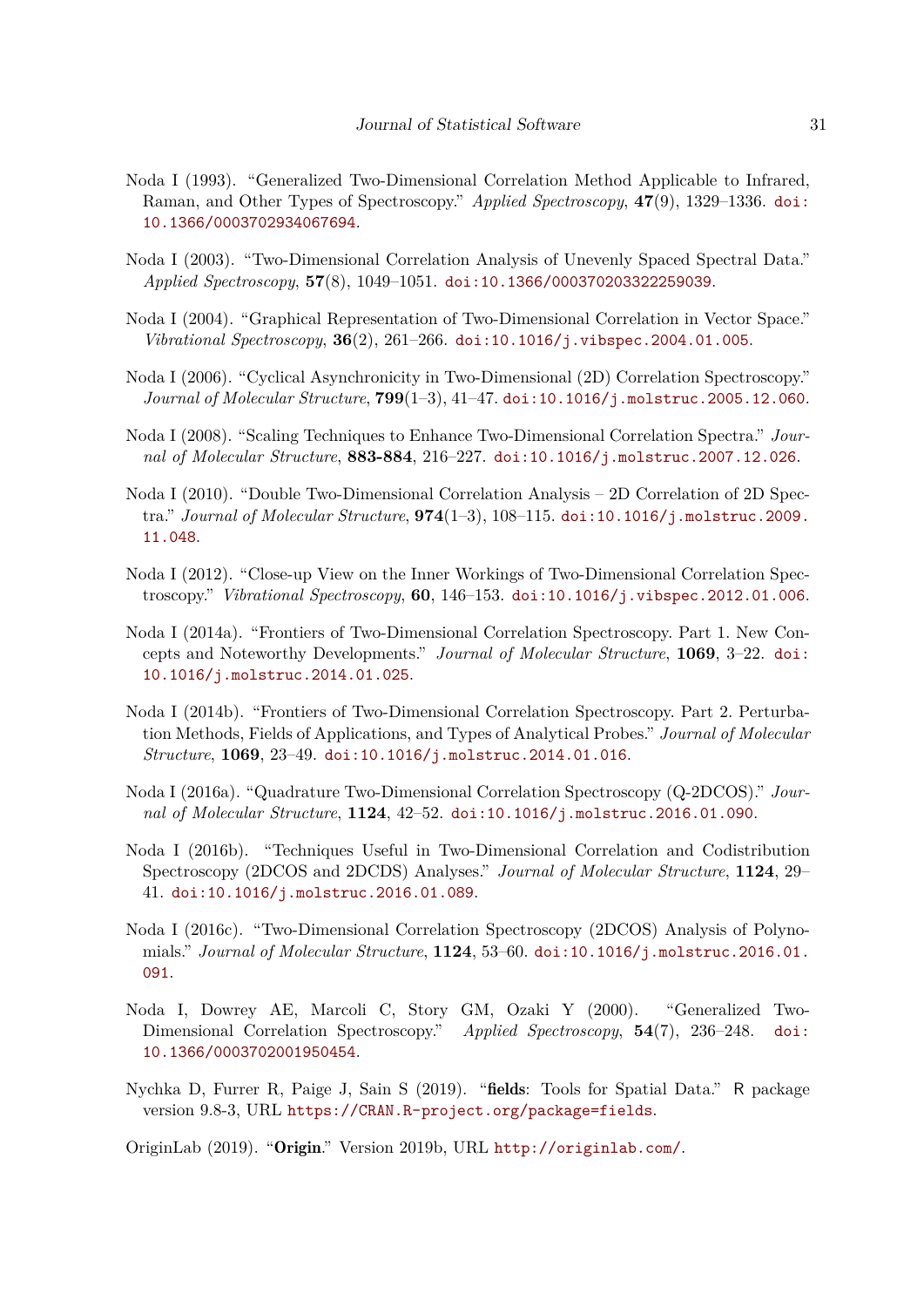Noda I (1993). "Generalized Two-Dimensional Correlation Method Applicable to Infrared, Raman, and Other Types of Spectroscopy." *Applied Spectroscopy*, **47**(9), 1329–1336. doi:10.1366/0003702934067694.

Noda I (2003). "Two-Dimensional Correlation Analysis of Unevenly Spaced Spectral Data." *Applied Spectroscopy*, **57**(8), 1049–1051. doi:10.1366/000370203322259039.

Noda I (2004). "Graphical Representation of Two-Dimensional Correlation in Vector Space." *Vibrational Spectroscopy*, **36**(2), 261–266. doi:10.1016/j.vibspec.2004.01.005.

Noda I (2006). "Cyclical Asynchronicity in Two-Dimensional (2D) Correlation Spectroscopy." *Journal of Molecular Structure*, **799**(1–3), 41–47. doi:10.1016/j.molstruc.2005.12.060.

Noda I (2008). "Scaling Techniques to Enhance Two-Dimensional Correlation Spectra." *Journal of Molecular Structure*, **883-884**, 216–227. doi:10.1016/j.molstruc.2007.12.026.

Noda I (2010). "Double Two-Dimensional Correlation Analysis – 2D Correlation of 2D Spectra." *Journal of Molecular Structure*, **974**(1–3), 108–115. doi:10.1016/j.molstruc.2009.11.048.

Noda I (2012). "Close-up View on the Inner Workings of Two-Dimensional Correlation Spectroscopy." *Vibrational Spectroscopy*, **60**, 146–153. doi:10.1016/j.vibspec.2012.01.006.

Noda I (2014a). "Frontiers of Two-Dimensional Correlation Spectroscopy. Part 1. New Concepts and Noteworthy Developments." *Journal of Molecular Structure*, **1069**, 3–22. doi:10.1016/j.molstruc.2014.01.025.

Noda I (2014b). "Frontiers of Two-Dimensional Correlation Spectroscopy. Part 2. Perturbation Methods, Fields of Applications, and Types of Analytical Probes." *Journal of Molecular Structure*, **1069**, 23–49. doi:10.1016/j.molstruc.2014.01.016.

Noda I (2016a). "Quadrature Two-Dimensional Correlation Spectroscopy (Q-2DCOS)." *Journal of Molecular Structure*, **1124**, 42–52. doi:10.1016/j.molstruc.2016.01.090.

Noda I (2016b). "Techniques Useful in Two-Dimensional Correlation and Codistribution Spectroscopy (2DCOS and 2DCDS) Analyses." *Journal of Molecular Structure*, **1124**, 29–41. doi:10.1016/j.molstruc.2016.01.089.

Noda I (2016c). "Two-Dimensional Correlation Spectroscopy (2DCOS) Analysis of Polynomials." *Journal of Molecular Structure*, **1124**, 53–60. doi:10.1016/j.molstruc.2016.01.091.

Noda I, Dowrey AE, Marcoli C, Story GM, Ozaki Y (2000). "Generalized Two-Dimensional Correlation Spectroscopy." *Applied Spectroscopy*, **54**(7), 236–248. doi:10.1366/0003702001950454.

Nychka D, Furrer R, Paige J, Sain S (2019). "**fields**: Tools for Spatial Data." R package version 9.8-3, URL https://CRAN.R-project.org/package=fields.

OriginLab (2019). "**Origin**." Version 2019b, URL http://originlab.com/.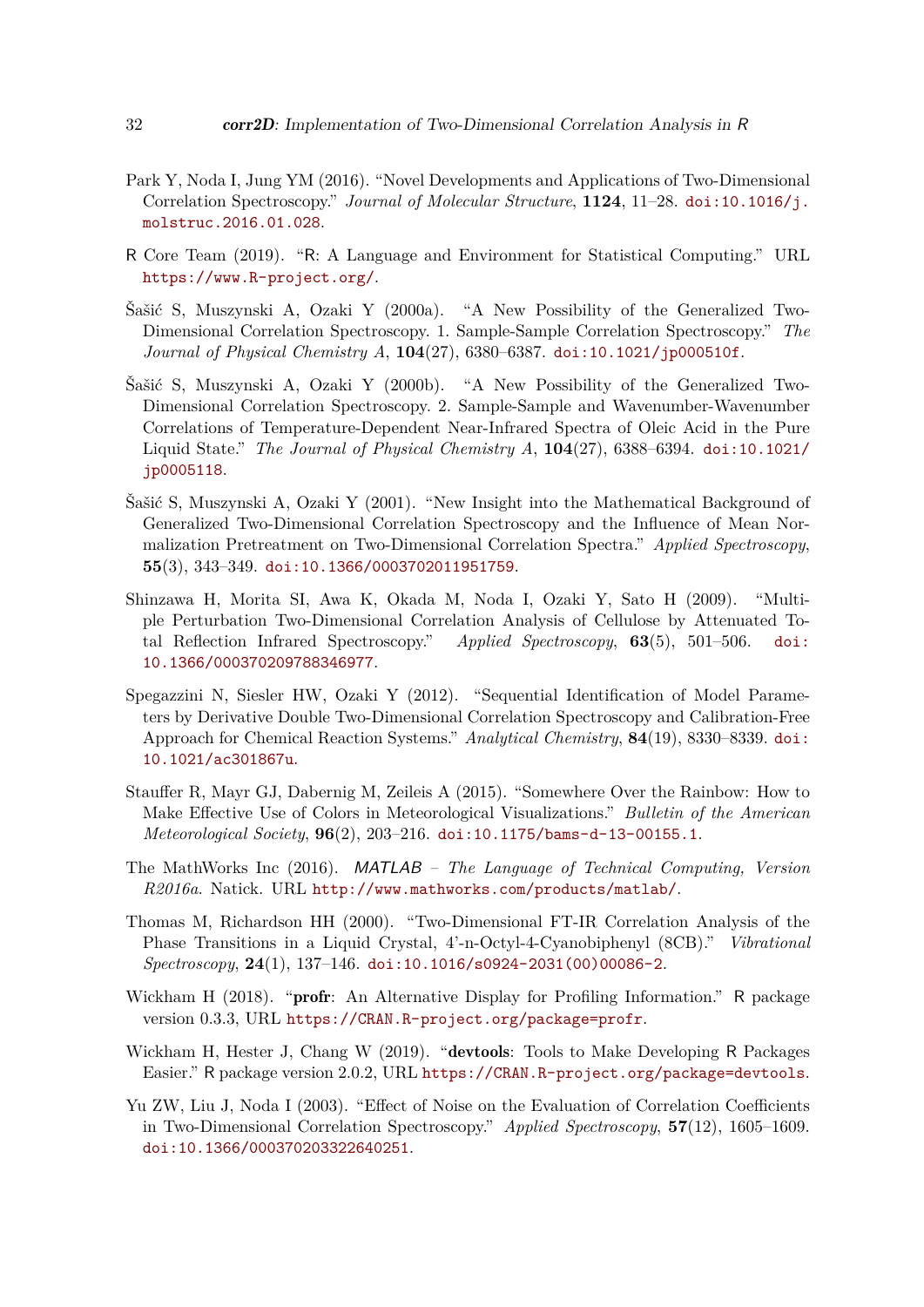Park Y, Noda I, Jung YM (2016). "Novel Developments and Applications of Two-Dimensional Correlation Spectroscopy." *Journal of Molecular Structure*, **1124**, 11–28. doi:10.1016/j.molstruc.2016.01.028.

R Core Team (2019). "R: A Language and Environment for Statistical Computing." URL https://www.R-project.org/.

Šašić S, Muszynski A, Ozaki Y (2000a). "A New Possibility of the Generalized Two-Dimensional Correlation Spectroscopy. 1. Sample-Sample Correlation Spectroscopy." *The Journal of Physical Chemistry A*, **104**(27), 6380–6387. doi:10.1021/jp000510f.

Šašić S, Muszynski A, Ozaki Y (2000b). "A New Possibility of the Generalized Two-Dimensional Correlation Spectroscopy. 2. Sample-Sample and Wavenumber-Wavenumber Correlations of Temperature-Dependent Near-Infrared Spectra of Oleic Acid in the Pure Liquid State." *The Journal of Physical Chemistry A*, **104**(27), 6388–6394. doi:10.1021/jp0005118.

Šašić S, Muszynski A, Ozaki Y (2001). "New Insight into the Mathematical Background of Generalized Two-Dimensional Correlation Spectroscopy and the Influence of Mean Normalization Pretreatment on Two-Dimensional Correlation Spectra." *Applied Spectroscopy*, **55**(3), 343–349. doi:10.1366/0003702011951759.

Shinzawa H, Morita SI, Awa K, Okada M, Noda I, Ozaki Y, Sato H (2009). "Multiple Perturbation Two-Dimensional Correlation Analysis of Cellulose by Attenuated Total Reflection Infrared Spectroscopy." *Applied Spectroscopy*, **63**(5), 501–506. doi:10.1366/000370209788346977.

Spegazzini N, Siesler HW, Ozaki Y (2012). "Sequential Identification of Model Parameters by Derivative Double Two-Dimensional Correlation Spectroscopy and Calibration-Free Approach for Chemical Reaction Systems." *Analytical Chemistry*, **84**(19), 8330–8339. doi:10.1021/ac301867u.

Stauffer R, Mayr GJ, Dabernig M, Zeileis A (2015). "Somewhere Over the Rainbow: How to Make Effective Use of Colors in Meteorological Visualizations." *Bulletin of the American Meteorological Society*, **96**(2), 203–216. doi:10.1175/bams-d-13-00155.1.

The MathWorks Inc (2016). *MATLAB – The Language of Technical Computing, Version R2016a*. Natick. URL http://www.mathworks.com/products/matlab/.

Thomas M, Richardson HH (2000). "Two-Dimensional FT-IR Correlation Analysis of the Phase Transitions in a Liquid Crystal, 4'-n-Octyl-4-Cyanobiphenyl (8CB)." *Vibrational Spectroscopy*, **24**(1), 137–146. doi:10.1016/s0924-2031(00)00086-2.

Wickham H (2018). "**profr**: An Alternative Display for Profiling Information." R package version 0.3.3, URL https://CRAN.R-project.org/package=profr.

Wickham H, Hester J, Chang W (2019). "**devtools**: Tools to Make Developing R Packages Easier." R package version 2.0.2, URL https://CRAN.R-project.org/package=devtools.

Yu ZW, Liu J, Noda I (2003). "Effect of Noise on the Evaluation of Correlation Coefficients in Two-Dimensional Correlation Spectroscopy." *Applied Spectroscopy*, **57**(12), 1605–1609. doi:10.1366/000370203322640251.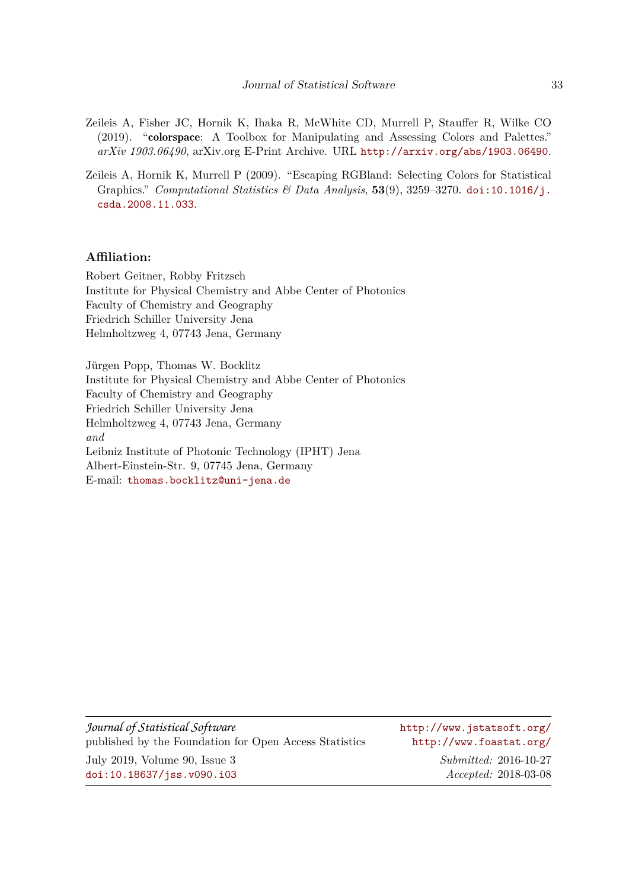Zeileis A, Fisher JC, Hornik K, Ihaka R, McWhite CD, Murrell P, Stauffer R, Wilke CO (2019). "**colorspace**: A Toolbox for Manipulating and Assessing Colors and Palettes." *arXiv 1903.06490*, arXiv.org E-Print Archive. URL http://arxiv.org/abs/1903.06490.

Zeileis A, Hornik K, Murrell P (2009). "Escaping RGBland: Selecting Colors for Statistical Graphics." *Computational Statistics & Data Analysis*, **53**(9), 3259–3270. doi:10.1016/j.csda.2008.11.033.

### Affiliation:

Robert Geitner, Robby Fritzsch
Institute for Physical Chemistry and Abbe Center of Photonics
Faculty of Chemistry and Geography
Friedrich Schiller University Jena
Helmholtzweg 4, 07743 Jena, Germany

Jürgen Popp, Thomas W. Bocklitz
Institute for Physical Chemistry and Abbe Center of Photonics
Faculty of Chemistry and Geography
Friedrich Schiller University Jena
Helmholtzweg 4, 07743 Jena, Germany
*and*
Leibniz Institute of Photonic Technology (IPHT) Jena
Albert-Einstein-Str. 9, 07745 Jena, Germany
E-mail: thomas.bocklitz@uni-jena.de

*Journal of Statistical Software* http://www.jstatsoft.org/
published by the Foundation for Open Access Statistics http://www.foastat.org/
July 2019, Volume 90, Issue 3 *Submitted:* 2016-10-27
doi:10.18637/jss.v090.i03 *Accepted:* 2018-03-08